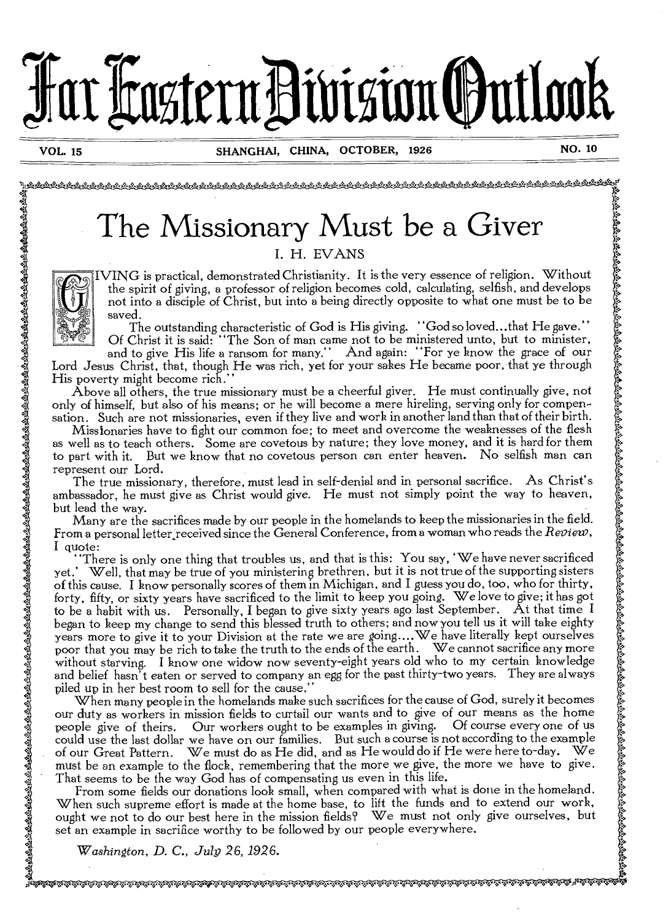# Far Eastern Division Outlook

VOL. 15 SHANGHAI, CHINA, OCTOBER, 1926 NO. 10

## The Missionary Must be a Giver

I. H. EVANS

GIVING is practical, demonstrated Christianity. It is the very essence of religion. Without the spirit of giving, a professor of religion becomes cold, calculating, selfish, and develops not into a disciple of Christ, but into a being directly opposite to what one must be to be saved.

The outstanding characteristic of God is His giving. "God so loved...that He gave." Of Christ it is said: "The Son of man came not to be ministered unto, but to minister, and to give His life a ransom for many." And again: "For ye know the grace of our Lord Jesus Christ, that, though He was rich, yet for your sakes He became poor, that ye through His poverty might become rich."

Above all others, the true missionary must be a cheerful giver. He must continually give, not only of himself, but also of his means; or he will become a mere hireling, serving only for compensation. Such are not missionaries, even if they live and work in another land than that of their birth.

Missionaries have to fight our common foe; to meet and overcome the weaknesses of the flesh as well as to teach others. Some are covetous by nature; they love money, and it is hard for them to part with it. But we know that no covetous person can enter heaven. No selfish man can represent our Lord.

The true missionary, therefore, must lead in self-denial and in personal sacrifice. As Christ's ambassador, he must give as Christ would give. He must not simply point the way to heaven, but lead the way.

Many are the sacrifices made by our people in the homelands to keep the missionaries in the field. From a personal letter received since the General Conference, from a woman who reads the *Review*, I quote:

"There is only one thing that troubles us, and that is this: You say, 'We have never sacrificed yet.' Well, that may be true of you ministering brethren, but it is not true of the supporting sisters of this cause. I know personally scores of them in Michigan, and I guess you do, too, who for thirty, forty, fifty, or sixty years have sacrificed to the limit to keep you going. We love to give; it has got to be a habit with us. Personally, I began to give sixty years ago last September. At that time I began to keep my change to send this blessed truth to others; and now you tell us it will take eighty years more to give it to your Division at the rate we are going....We have literally kept ourselves poor that you may be rich to take the truth to the ends of the earth. We cannot sacrifice any more without starving. I know one widow now seventy-eight years old who to my certain knowledge and belief hasn't eaten or served to company an egg for the past thirty-two years. They are always piled up in her best room to sell for the cause."

When many people in the homelands make such sacrifices for the cause of God, surely it becomes our duty as workers in mission fields to curtail our wants and to give of our means as the home people give of theirs. Our workers ought to be examples in giving. Of course every one of us could use the last dollar we have on our families. But such a course is not according to the example of our Great Pattern. We must do as He did, and as He would do if He were here to-day. We must be an example to the flock, remembering that the more we give, the more we have to give. That seems to be the way God has of compensating us even in this life.

From some fields our donations look small, when compared with what is done in the homeland. When such supreme effort is made at the home base, to lift the funds and to extend our work, ought we not to do our best here in the mission fields? We must not only give ourselves, but set an example in sacrifice worthy to be followed by our people everywhere.

*Washington, D. C., July 26, 1926.*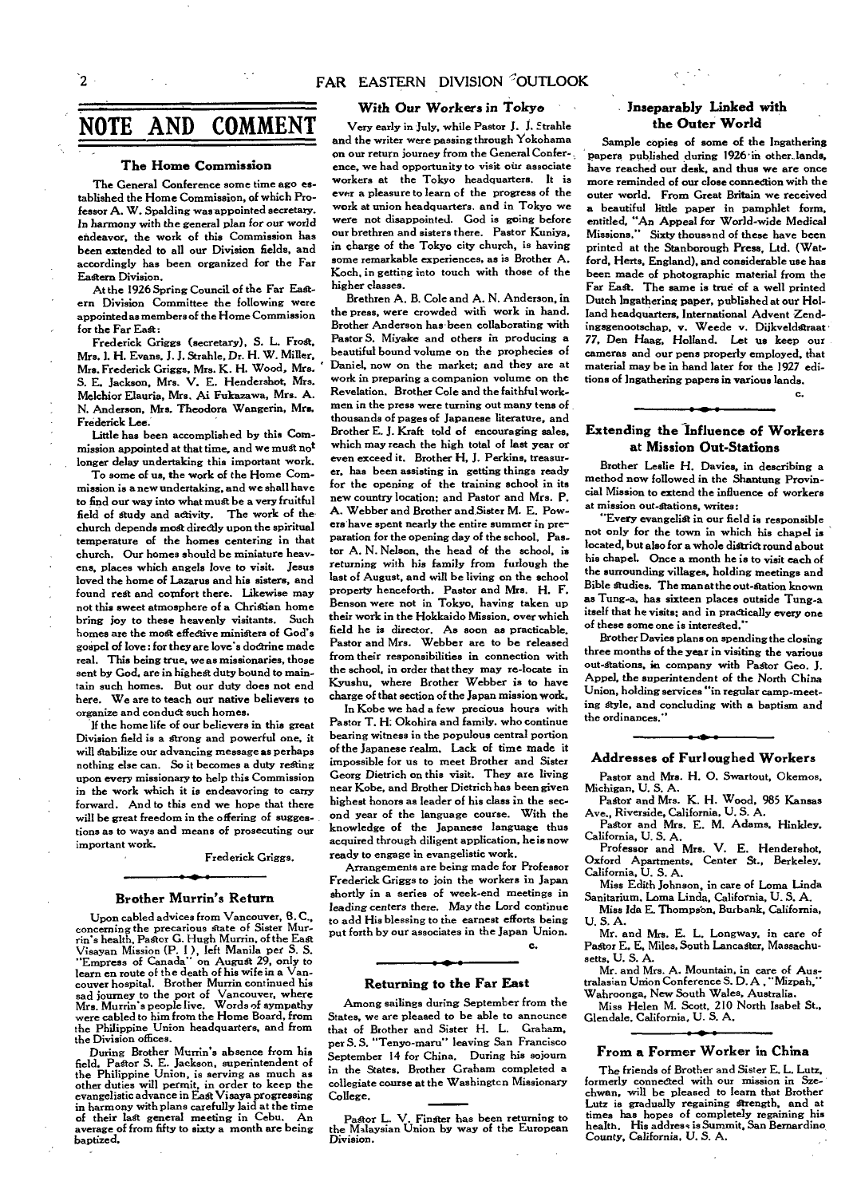# NOTE AND COMMENT

### The Home Commission

The General Conference some time ago established the Home Commission, of which Professor A. W. Spalding was appointed secretary. In harmony with the general plan for our world endeavor, the work of this Commission has been extended to all our Division fields, and accordingly has been organized for the Far Eastern Division.

At the 1926 Spring Council of the Far Eastern Division Committee the following were appointed as members of the Home Commission for the Far East:

Frederick Griggs (secretary), S. L. Frost, Mrs. I. H. Evans, J. J. Strahle, Dr. H. W. Miller, Mrs. Frederick Griggs, Mrs. K. H. Wood, Mrs. S. E. Jackson, Mrs. V. E. Hendershot, Mrs. Melchior Elauria, Mrs. Ai Fukazawa, Mrs. A. N. Anderson, Mrs. Theodora Wangerin, Mrs. Frederick Lee.

Little has been accomplished by this Commission appointed at that time, and we must not longer delay undertaking this important work.

To some of us, the work of the Home Commission is a new undertaking, and we shall have to find our way into what must be a very fruitful field of study and activity. The work of the church depends most directly upon the spiritual temperature of the homes centering in that church. Our homes should be miniature heavens, places which angels love to visit. Jesus loved the home of Lazarus and his sisters, and found rest and comfort there. Likewise may not this sweet atmosphere of a Christian home bring joy to these heavenly visitants. Such homes are the most effective ministers of God's gospel of love: for they are love's doctrine made real. This being true, we as missionaries, those sent by God, are in highest duty bound to maintain such homes. But our duty does not end here. We are to teach our native believers to organize and conduct such homes.

If the home life of our believers in this great Division field is a strong and powerful one, it will stabilize our advancing message as perhaps nothing else can. So it becomes a duty resting upon every missionary to help this Commission in the work which it is endeavoring to carry forward. And to this end we hope that there will be great freedom in the offering of suggestions as to ways and means of prosecuting our important work.

Frederick Griggs.

### Brother Murrin's Return

Upon cabled advices from Vancouver, B. C., concerning the precarious state of Sister Murrin's health, Pastor G. Hugh Murrin, of the East Visayan Mission (P. I.), left Manila per S. S. "Empress of Canada" on August 29, only to learn en route of the death of his wife in a Vancouver hospital. Brother Murrin continued his sad journey to the port of Vancouver, where Mrs. Murrin's people live. Words of sympathy were cabled to him from the Home Board, from the Philippine Union headquarters, and from the Division offices.

During Brother Murrin's absence from his field, Pastor S. E. Jackson, superintendent of the Philippine Union, is serving as much as other duties will permit, in order to keep the evangelistic advance in East Visaya progressing in harmony with plans carefully laid at the time of their last general meeting in Cebu. An average of from fifty to sixty a month are being baptized.

### With Our Workers in Tokyo

Very early in July, while Pastor J. J. Strahle and the writer were passing through Yokohama on our return journey from the General Conference, we had opportunity to visit our associate workers at the Tokyo headquarters. It is ever a pleasure to learn of the progress of the work at union headquarters, and in Tokyo we were not disappointed. God is going before our brethren and sisters there. Pastor Kuniya, in charge of the Tokyo city church, is having some remarkable experiences, as is Brother A. Koch, in getting into touch with those of the higher classes.

Brethren A. B. Cole and A. N. Anderson, in the press, were crowded with work in hand. Brother Anderson has been collaborating with Pastor S. Miyake and others in producing a beautiful bound volume on the prophecies of Daniel, now on the market; and they are at work in preparing a companion volume on the Revelation. Brother Cole and the faithful workmen in the press were turning out many tens of thousands of pages of Japanese literature, and Brother E. J. Kraft told of encouraging sales, which may reach the high total of last year or even exceed it. Brother H. J. Perkins, treasurer, has been assisting in getting things ready for the opening of the training school in its new country location; and Pastor and Mrs. P. A. Webber and Brother and Sister M. E. Powers have spent nearly the entire summer in preparation for the opening day of the school. Pastor A. N. Nelson, the head of the school, is returning with his family from furlough the last of August, and will be living on the school property henceforth. Pastor and Mrs. H. F. Benson were not in Tokyo, having taken up their work in the Hokkaido Mission, over which field he is director. As soon as practicable, Pastor and Mrs. Webber are to be released from their responsibilities in connection with the school, in order that they may re-locate in Kyushu, where Brother Webber is to have charge of that section of the Japan mission work.

In Kobe we had a few precious hours with Pastor T. H. Okohira and family, who continue bearing witness in the populous central portion of the Japanese realm. Lack of time made it impossible for us to meet Brother and Sister Georg Dietrich on this visit. They are living near Kobe, and Brother Dietrich has been given highest honors as leader of his class in the second year of the language course. With the knowledge of the Japanese language thus acquired through diligent application, he is now ready to engage in evangelistic work.

Arrangements are being made for Professor Frederick Griggs to join the workers in Japan shortly in a series of week-end meetings in leading centers there. May the Lord continue to add His blessing to the earnest efforts being put forth by our associates in the Japan Union.

c.

### Returning to the Far East

Among sailings during September from the States, we are pleased to be able to announce that of Brother and Sister H. L. Graham, per S. S. "Tenyo-maru" leaving San Francisco September 14 for China. During his sojourn in the States, Brother Graham completed a collegiate course at the Washington Missionary College.

Pastor L. V. Finster has been returning to the Malaysian Union by way of the European Division.

### Inseparably Linked with the Outer World

Sample copies of some of the Ingathering papers published during 1926 in other lands, have reached our desk, and thus we are once more reminded of our close connection with the outer world. From Great Britain we received a beautiful little paper in pamphlet form, entitled, "An Appeal for World-wide Medical Missions." Sixty thousand of these have been printed at the Stanborough Press, Ltd. (Watford, Herts, England), and considerable use has been made of photographic material from the Far East. The same is true of a well printed Dutch Ingathering paper, published at our Holland headquarters, International Advent Zendingsgenootschap, v. Weede v. Dijkveldstraat 77, Den Haag, Holland. Let us keep our cameras and our pens properly employed, that material may be in hand later for the 1927 editions of Ingathering papers in various lands.

c.

### Extending the Influence of Workers at Mission Out-Stations

Brother Leslie H. Davies, in describing a method now followed in the Shantung Provincial Mission to extend the influence of workers at mission out-stations, writes:

"Every evangelist in our field is responsible not only for the town in which his chapel is located, but also for a whole district round about his chapel. Once a month he is to visit each of the surrounding villages, holding meetings and Bible studies. The man at the out-station known as Tung-a, has sixteen places outside Tung-a itself that he visits; and in practically every one of these some one is interested."

Brother Davies plans on spending the closing three months of the year in visiting the various out-stations, in company with Pastor Geo. J. Appel, the superintendent of the North China Union, holding services "in regular camp-meeting style, and concluding with a baptism and the ordinances."

### Addresses of Furloughed Workers

Pastor and Mrs. H. O. Swartout, Okemos, Michigan, U. S. A.

Pastor and Mrs. K. H. Wood, 985 Kansas Ave., Riverside, California, U. S. A.

Pastor and Mrs. E. M. Adams, Hinkley, California, U. S. A.

Professor and Mrs. V. E. Hendershot, Oxford Apartments, Center St., Berkeley, California, U. S. A.

Miss Edith Johnson, in care of Loma Linda Sanitarium, Loma Linda, California, U. S. A.

Miss Ida E. Thompson, Burbank, California, U. S. A.

Mr. and Mrs. E. L. Longway, in care of Pastor E. E. Miles, South Lancaster, Massachusetts, U. S. A.

Mr. and Mrs. A. Mountain, in care of Australasian Union Conference S. D. A., "Mizpah," Wahroonga, New South Wales, Australia.

Miss Helen M. Scott, 210 North Isabel St., Glendale, California, U. S. A.

### From a Former Worker in China

The friends of Brother and Sister E. L. Lutz, formerly connected with our mission in Szechwan, will be pleased to learn that Brother Lutz is gradually regaining strength, and at times has hopes of completely regaining his health. His address is Summit, San Bernardino County, California, U. S. A.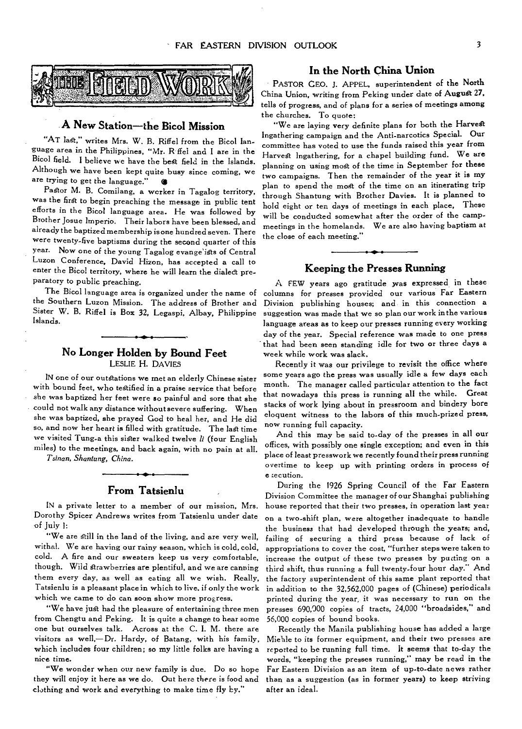# THE FIELD WORK

## A New Station—the Bicol Mission

"AT last," writes Mrs. W. B. Riffel from the Bicol language area in the Philippines, "Mr. Riffel and I are in the Bicol field. I believe we have the best field in the Islands. Although we have been kept quite busy since coming, we are trying to get the language."

Pastor M. B. Comilang, a worker in Tagalog territory, was the first to begin preaching the message in public tent efforts in the Bicol language area. He was followed by Brother Josue Imperio. Their labors have been blessed, and already the baptized membership is one hundred seven. There were twenty-five baptisms during the second quarter of this year. Now one of the young Tagalog evangelists of Central Luzon Conference, David Hizon, has accepted a call to enter the Bicol territory, where he will learn the dialect preparatory to public preaching.

The Bicol language area is organized under the name of the Southern Luzon Mission. The address of Brother and Sister W. B. Riffel is Box 32, Legaspi, Albay, Philippine Islands.

## No Longer Holden by Bound Feet

LESLIE H. DAVIES

IN one of our outstations we met an elderly Chinese sister with bound feet, who testified in a praise service that before she was baptized her feet were so painful and sore that she could not walk any distance without severe suffering. When she was baptized, she prayed God to heal her, and He did so, and now her heart is filled with gratitude. The last time we visited Tung-a this sister walked twelve *li* (four English miles) to the meetings, and back again, with no pain at all.

*Tsinan, Shantung, China.*

## From Tatsienlu

IN a private letter to a member of our mission, Mrs. Dorothy Spicer Andrews writes from Tatsienlu under date of July 1:

"We are still in the land of the living, and are very well, withal. We are having our rainy season, which is cold, cold, cold. A fire and our sweaters keep us very comfortable, though. Wild strawberries are plentiful, and we are canning them every day, as well as eating all we wish. Really, Tatsienlu is a pleasant place in which to live, if only the work which we came to do can soon show more progress.

"We have just had the pleasure of entertaining three men from Chengtu and Peking. It is quite a change to hear some one but ourselves talk. Across at the C. I. M. there are visitors as well,—Dr. Hardy, of Batang, with his family, which includes four children; so my little folks are having a nice time.

"We wonder when our new family is due. Do so hope they will enjoy it here as we do. Out here there is food and clothing and work and everything to make time fly by."

## In the North China Union

PASTOR GEO. J. APPEL, superintendent of the North China Union, writing from Peking under date of August 27, tells of progress, and of plans for a series of meetings among the churches. To quote:

"We are laying very definite plans for both the Harvest Ingathering campaign and the Anti-narcotics Special. Our committee has voted to use the funds raised this year from Harvest Ingathering, for a chapel building fund. We are planning on using most of the time in September for these two campaigns. Then the remainder of the year it is my plan to spend the most of the time on an itinerating trip through Shantung with Brother Davies. It is planned to hold eight or ten days of meetings in each place. These will be conducted somewhat after the order of the campmeetings in the homelands. We are also having baptism at the close of each meeting."

## Keeping the Presses Running

A FEW years ago gratitude was expressed in these columns for presses provided our various Far Eastern Division publishing houses; and in this connection a suggestion was made that we so plan our work in the various language areas as to keep our presses running every working day of the year. Special reference was made to one press that had been seen standing idle for two or three days a week while work was slack.

Recently it was our privilege to revisit the office where some years ago the press was usually idle a few days each month. The manager called particular attention to the fact that nowadays this press is running all the while. Great stacks of work lying about in pressroom and bindery bore eloquent witness to the labors of this much-prized press, now running full capacity.

And this may be said to-day of the presses in all our offices, with possibly one single exception; and even in this place of least presswork we recently found their press running overtime to keep up with printing orders in process of execution.

During the 1926 Spring Council of the Far Eastern Division Committee the manager of our Shanghai publishing house reported that their two presses, in operation last year on a two-shift plan, were altogether inadequate to handle the business that had developed through the years; and, failing of securing a third press because of lack of appropriations to cover the cost, "further steps were taken to increase the output of these two presses by putting on a third shift, thus running a full twenty-four hour day." And the factory superintendent of this same plant reported that in addition to the 32,562,000 pages of (Chinese) periodicals printed during the year, it was necessary to run on the presses 690,000 copies of tracts, 24,000 "broadsides," and 56,000 copies of bound books.

Recently the Manila publishing house has added a large Miehle to its former equipment, and their two presses are reported to be running full time. It seems that to-day the words, "keeping the presses running," may be read in the Far Eastern Division as an item of up-to-date news rather than as a suggestion (as in former years) to keep striving after an ideal.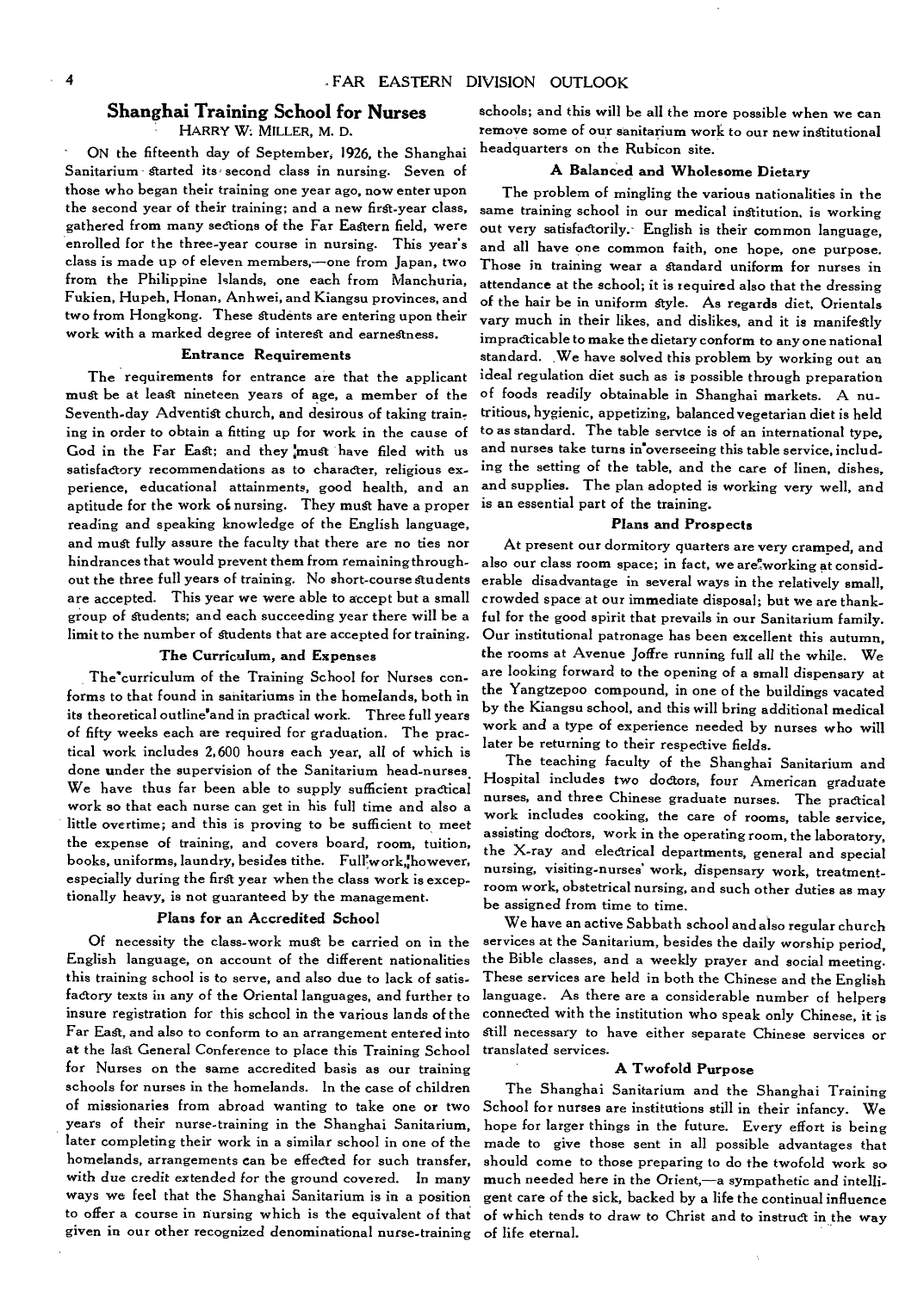## Shanghai Training School for Nurses

HARRY W. MILLER, M. D.

ON the fifteenth day of September, 1926, the Shanghai Sanitarium started its second class in nursing. Seven of those who began their training one year ago, now enter upon the second year of their training; and a new first-year class, gathered from many sections of the Far Eastern field, were enrolled for the three-year course in nursing. This year's class is made up of eleven members,—one from Japan, two from the Philippine Islands, one each from Manchuria, Fukien, Hupeh, Honan, Anhwei, and Kiangsu provinces, and two from Hongkong. These students are entering upon their work with a marked degree of interest and earnestness.

### Entrance Requirements

The requirements for entrance are that the applicant must be at least nineteen years of age, a member of the Seventh-day Adventist church, and desirous of taking training in order to obtain a fitting up for work in the cause of God in the Far East; and they must have filed with us satisfactory recommendations as to character, religious experience, educational attainments, good health, and an aptitude for the work of nursing. They must have a proper reading and speaking knowledge of the English language, and must fully assure the faculty that there are no ties nor hindrances that would prevent them from remaining throughout the three full years of training. No short-course students are accepted. This year we were able to accept but a small group of students; and each succeeding year there will be a limit to the number of students that are accepted for training.

### The Curriculum, and Expenses

The curriculum of the Training School for Nurses conforms to that found in sanitariums in the homelands, both in its theoretical outline and in practical work. Three full years of fifty weeks each are required for graduation. The practical work includes 2,600 hours each year, all of which is done under the supervision of the Sanitarium head-nurses. We have thus far been able to supply sufficient practical work so that each nurse can get in his full time and also a little overtime; and this is proving to be sufficient to meet the expense of training, and covers board, room, tuition, books, uniforms, laundry, besides tithe. Full work, however, especially during the first year when the class work is exceptionally heavy, is not guaranteed by the management.

### Plans for an Accredited School

Of necessity the class-work must be carried on in the English language, on account of the different nationalities this training school is to serve, and also due to lack of satisfactory texts in any of the Oriental languages, and further to insure registration for this school in the various lands of the Far East, and also to conform to an arrangement entered into at the last General Conference to place this Training School for Nurses on the same accredited basis as our training schools for nurses in the homelands. In the case of children of missionaries from abroad wanting to take one or two years of their nurse-training in the Shanghai Sanitarium, later completing their work in a similar school in one of the homelands, arrangements can be effected for such transfer, with due credit extended for the ground covered. In many ways we feel that the Shanghai Sanitarium is in a position to offer a course in nursing which is the equivalent of that given in our other recognized denominational nurse-training schools; and this will be all the more possible when we can remove some of our sanitarium work to our new institutional headquarters on the Rubicon site.

### A Balanced and Wholesome Dietary

The problem of mingling the various nationalities in the same training school in our medical institution, is working out very satisfactorily. English is their common language, and all have one common faith, one hope, one purpose. Those in training wear a standard uniform for nurses in attendance at the school; it is required also that the dressing of the hair be in uniform style. As regards diet, Orientals vary much in their likes, and dislikes, and it is manifestly impracticable to make the dietary conform to any one national standard. We have solved this problem by working out an ideal regulation diet such as is possible through preparation of foods readily obtainable in Shanghai markets. A nutritious, hygienic, appetizing, balanced vegetarian diet is held to as standard. The table service is of an international type, and nurses take turns in overseeing this table service, including the setting of the table, and the care of linen, dishes, and supplies. The plan adopted is working very well, and is an essential part of the training.

### Plans and Prospects

At present our dormitory quarters are very cramped, and also our class room space; in fact, we are working at considerable disadvantage in several ways in the relatively small, crowded space at our immediate disposal; but we are thankful for the good spirit that prevails in our Sanitarium family. Our institutional patronage has been excellent this autumn, the rooms at Avenue Joffre running full all the while. We are looking forward to the opening of a small dispensary at the Yangtzepoo compound, in one of the buildings vacated by the Kiangsu school, and this will bring additional medical work and a type of experience needed by nurses who will later be returning to their respective fields.

The teaching faculty of the Shanghai Sanitarium and Hospital includes two doctors, four American graduate nurses, and three Chinese graduate nurses. The practical work includes cooking, the care of rooms, table service, assisting doctors, work in the operating room, the laboratory, the X-ray and electrical departments, general and special nursing, visiting-nurses' work, dispensary work, treatment-room work, obstetrical nursing, and such other duties as may be assigned from time to time.

We have an active Sabbath school and also regular church services at the Sanitarium, besides the daily worship period, the Bible classes, and a weekly prayer and social meeting. These services are held in both the Chinese and the English language. As there are a considerable number of helpers connected with the institution who speak only Chinese, it is still necessary to have either separate Chinese services or translated services.

### A Twofold Purpose

The Shanghai Sanitarium and the Shanghai Training School for nurses are institutions still in their infancy. We hope for larger things in the future. Every effort is being made to give those sent in all possible advantages that should come to those preparing to do the twofold work so much needed here in the Orient,—a sympathetic and intelligent care of the sick, backed by a life the continual influence of which tends to draw to Christ and to instruct in the way of life eternal.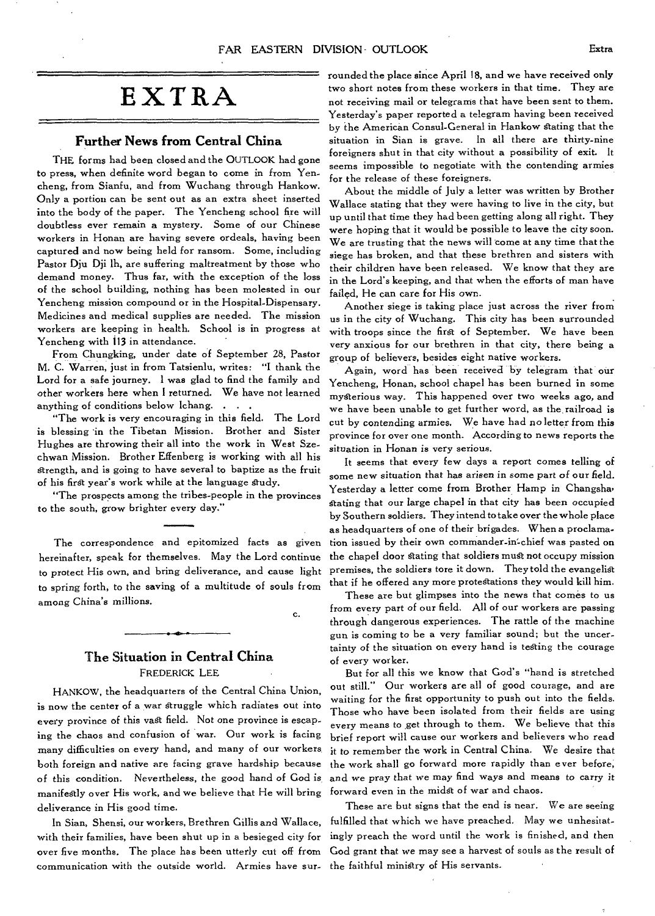# EXTRA

## Further News from Central China

THE forms had been closed and the OUTLOOK had gone to press, when definite word began to come in from Yencheng, from Sianfu, and from Wuchang through Hankow. Only a portion can be sent out as an extra sheet inserted into the body of the paper. The Yencheng school fire will doubtless ever remain a mystery. Some of our Chinese workers in Honan are having severe ordeals, having been captured and now being held for ransom. Some, including Pastor Dju Dji Ih, are suffering maltreatment by those who demand money. Thus far, with the exception of the loss of the school building, nothing has been molested in our Yencheng mission compound or in the Hospital-Dispensary. Medicines and medical supplies are needed. The mission workers are keeping in health. School is in progress at Yencheng with 113 in attendance.

From Chungking, under date of September 28, Pastor M. C. Warren, just in from Tatsienlu, writes: "I thank the Lord for a safe journey. I was glad to find the family and other workers here when I returned. We have not learned anything of conditions below Ichang. . . .

"The work is very encouraging in this field. The Lord is blessing in the Tibetan Mission. Brother and Sister Hughes are throwing their all into the work in West Szechwan Mission. Brother Effenberg is working with all his strength, and is going to have several to baptize as the fruit of his first year's work while at the language study.

"The prospects among the tribes-people in the provinces to the south, grow brighter every day."

The correspondence and epitomized facts as given hereinafter, speak for themselves. May the Lord continue to protect His own, and bring deliverance, and cause light to spring forth, to the saving of a multitude of souls from among China's millions.

C.

## The Situation in Central China

FREDERICK LEE

HANKOW, the headquarters of the Central China Union, is now the center of a war struggle which radiates out into every province of this vast field. Not one province is escaping the chaos and confusion of war. Our work is facing many difficulties on every hand, and many of our workers both foreign and native are facing grave hardship because of this condition. Nevertheless, the good hand of God is manifestly over His work, and we believe that He will bring deliverance in His good time.

In Sian, Shensi, our workers, Brethren Gillis and Wallace, with their families, have been shut up in a besieged city for over five months. The place has been utterly cut off from communication with the outside world. Armies have surrounded the place since April 18, and we have received only two short notes from these workers in that time. They are not receiving mail or telegrams that have been sent to them. Yesterday's paper reported a telegram having been received by the American Consul-General in Hankow stating that the situation in Sian is grave. In all there are thirty-nine foreigners shut in that city without a possibility of exit. It seems impossible to negotiate with the contending armies for the release of these foreigners.

About the middle of July a letter was written by Brother Wallace stating that they were having to live in the city, but up until that time they had been getting along all right. They were hoping that it would be possible to leave the city soon. We are trusting that the news will come at any time that the siege has broken, and that these brethren and sisters with their children have been released. We know that they are in the Lord's keeping, and that when the efforts of man have failed, He can care for His own.

Another siege is taking place just across the river from us in the city of Wuchang. This city has been surrounded with troops since the first of September. We have been very anxious for our brethren in that city, there being a group of believers, besides eight native workers.

Again, word has been received by telegram that our Yencheng, Honan, school chapel has been burned in some mysterious way. This happened over two weeks ago, and we have been unable to get further word, as the railroad is cut by contending armies. We have had no letter from this province for over one month. According to news reports the situation in Honan is very serious.

It seems that every few days a report comes telling of some new situation that has arisen in some part of our field. Yesterday a letter come from Brother Hamp in Changsha, stating that our large chapel in that city has been occupied by Southern soldiers. They intend to take over the whole place as headquarters of one of their brigades. When a proclamation issued by their own commander-in-chief was pasted on the chapel door stating that soldiers must not occupy mission premises, the soldiers tore it down. They told the evangelist that if he offered any more protestations they would kill him.

These are but glimpses into the news that comes to us from every part of our field. All of our workers are passing through dangerous experiences. The rattle of the machine gun is coming to be a very familiar sound; but the uncertainty of the situation on every hand is testing the courage of every worker.

But for all this we know that God's "hand is stretched out still." Our workers are all of good courage, and are waiting for the first opportunity to push out into the fields. Those who have been isolated from their fields are using every means to get through to them. We believe that this brief report will cause our workers and believers who read it to remember the work in Central China. We desire that the work shall go forward more rapidly than ever before, and we pray that we may find ways and means to carry it forward even in the midst of war and chaos.

These are but signs that the end is near. We are seeing fulfilled that which we have preached. May we unhesitatingly preach the word until the work is finished, and then God grant that we may see a harvest of souls as the result of the faithful ministry of His servants.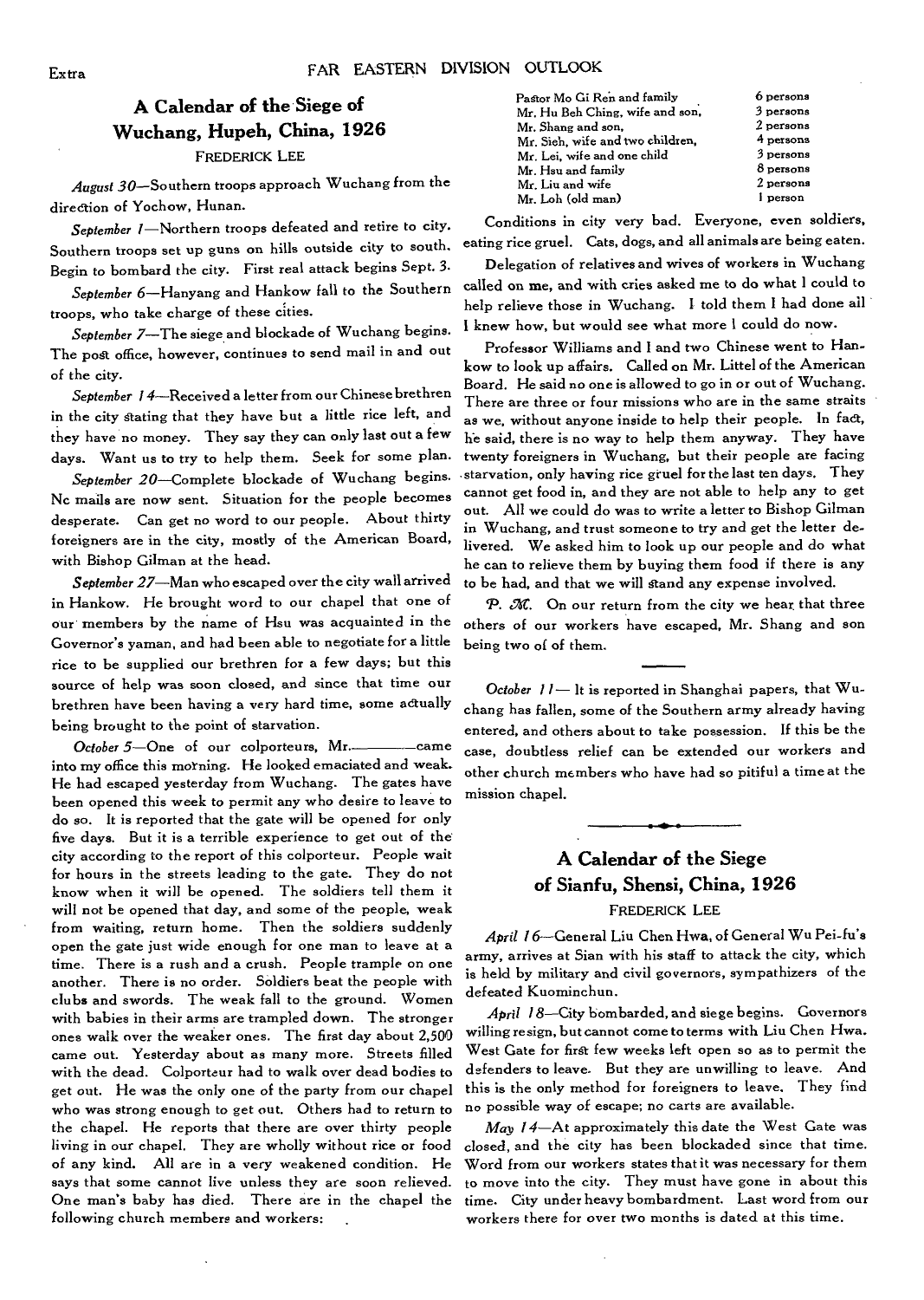## A Calendar of the Siege of Wuchang, Hupeh, China, 1926

FREDERICK LEE

*August 30*—Southern troops approach Wuchang from the direction of Yochow, Hunan.

*September 1*—Northern troops defeated and retire to city. Southern troops set up guns on hills outside city to south. Begin to bombard the city. First real attack begins Sept. 3.

*September 6*—Hanyang and Hankow fall to the Southern troops, who take charge of these cities.

*September 7*—The siege and blockade of Wuchang begins. The post office, however, continues to send mail in and out of the city.

*September 14*—Received a letter from our Chinese brethren in the city stating that they have but a little rice left, and they have no money. They say they can only last out a few days. Want us to try to help them. Seek for some plan.

*September 20*—Complete blockade of Wuchang begins. No mails are now sent. Situation for the people becomes desperate. Can get no word to our people. About thirty foreigners are in the city, mostly of the American Board, with Bishop Gilman at the head.

*September 27*—Man who escaped over the city wall arrived in Hankow. He brought word to our chapel that one of our members by the name of Hsu was acquainted in the Governor's yaman, and had been able to negotiate for a little rice to be supplied our brethren for a few days; but this source of help was soon closed, and since that time our brethren have been having a very hard time, some actually being brought to the point of starvation.

*October 5*—One of our colporteurs, Mr.———— came into my office this morning. He looked emaciated and weak. He had escaped yesterday from Wuchang. The gates have been opened this week to permit any who desire to leave to do so. It is reported that the gate will be opened for only five days. But it is a terrible experience to get out of the city according to the report of this colporteur. People wait for hours in the streets leading to the gate. They do not know when it will be opened. The soldiers tell them it will not be opened that day, and some of the people, weak from waiting, return home. Then the soldiers suddenly open the gate just wide enough for one man to leave at a time. There is a rush and a crush. People trample on one another. There is no order. Soldiers beat the people with clubs and swords. The weak fall to the ground. Women with babies in their arms are trampled down. The stronger ones walk over the weaker ones. The first day about 2,500 came out. Yesterday about as many more. Streets filled with the dead. Colporteur had to walk over dead bodies to get out. He was the only one of the party from our chapel who was strong enough to get out. Others had to return to the chapel. He reports that there are over thirty people living in our chapel. They are wholly without rice or food of any kind. All are in a very weakened condition. He says that some cannot live unless they are soon relieved. One man's baby has died. There are in the chapel the following church members and workers:

| | |
|---|---|
| Pastor Mo Gi Ren and family | 6 persons |
| Mr. Hu Beh Ching, wife and son, | 3 persons |
| Mr. Shang and son, | 2 persons |
| Mr. Sieh, wife and two children, | 4 persons |
| Mr. Lei, wife and one child | 3 persons |
| Mr. Hsu and family | 8 persons |
| Mr. Liu and wife | 2 persons |
| Mr. Loh (old man) | 1 person |

Conditions in city very bad. Everyone, even soldiers, eating rice gruel. Cats, dogs, and all animals are being eaten.

Delegation of relatives and wives of workers in Wuchang called on me, and with cries asked me to do what I could to help relieve those in Wuchang. I told them I had done all I knew how, but would see what more I could do now.

Professor Williams and I and two Chinese went to Hankow to look up affairs. Called on Mr. Littel of the American Board. He said no one is allowed to go in or out of Wuchang. There are three or four missions who are in the same straits as we, without anyone inside to help their people. In fact, he said, there is no way to help them anyway. They have twenty foreigners in Wuchang, but their people are facing starvation, only having rice gruel for the last ten days. They cannot get food in, and they are not able to help any to get out. All we could do was to write a letter to Bishop Gilman in Wuchang, and trust someone to try and get the letter delivered. We asked him to look up our people and do what he can to relieve them by buying them food if there is any to be had, and that we will stand any expense involved.

*P. M.* On our return from the city we hear that three others of our workers have escaped, Mr. Shang and son being two of of them.

*October 11*— It is reported in Shanghai papers, that Wuchang has fallen, some of the Southern army already having entered, and others about to take possession. If this be the case, doubtless relief can be extended our workers and other church members who have had so pitiful a time at the mission chapel.

## A Calendar of the Siege of Sianfu, Shensi, China, 1926

FREDERICK LEE

*April 16*—General Liu Chen Hwa, of General Wu Pei-fu's army, arrives at Sian with his staff to attack the city, which is held by military and civil governors, sympathizers of the defeated Kuominchun.

*April 18*—City bombarded, and siege begins. Governors willing resign, but cannot come to terms with Liu Chen Hwa. West Gate for first few weeks left open so as to permit the defenders to leave. But they are unwilling to leave. And this is the only method for foreigners to leave. They find no possible way of escape; no carts are available.

*May 14*—At approximately this date the West Gate was closed, and the city has been blockaded since that time. Word from our workers states that it was necessary for them to move into the city. They must have gone in about this time. City under heavy bombardment. Last word from our workers there for over two months is dated at this time.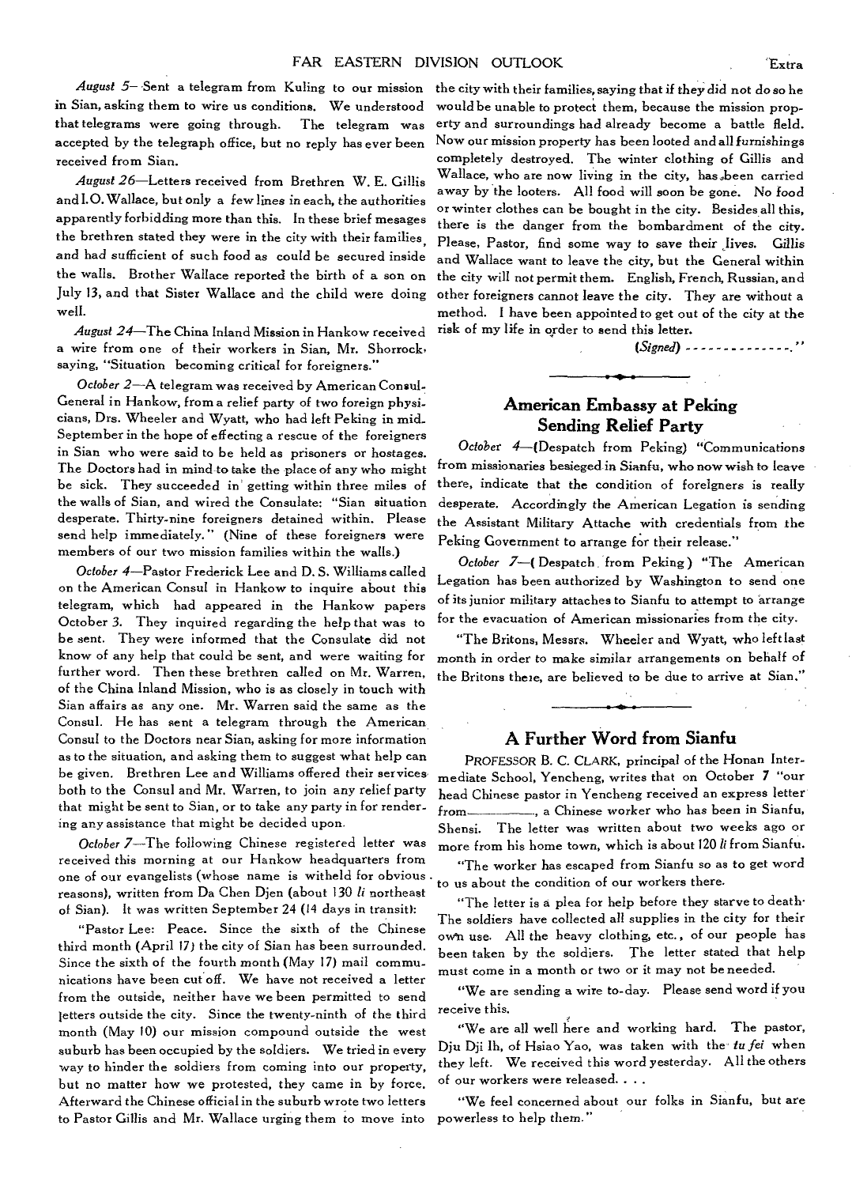*August 5*—Sent a telegram from Kuling to our mission in Sian, asking them to wire us conditions. We understood that telegrams were going through. The telegram was accepted by the telegraph office, but no reply has ever been received from Sian.

*August 26*—Letters received from Brethren W. E. Gillis and I. O. Wallace, but only a few lines in each, the authorities apparently forbidding more than this. In these brief mesages the brethren stated they were in the city with their families, and had sufficient of such food as could be secured inside the walls. Brother Wallace reported the birth of a son on July 13, and that Sister Wallace and the child were doing well.

*August 24*—The China Inland Mission in Hankow received a wire from one of their workers in Sian, Mr. Shorrock, saying, "Situation becoming critical for foreigners."

*October 2*—A telegram was received by American Consul-General in Hankow, from a relief party of two foreign physicians, Drs. Wheeler and Wyatt, who had left Peking in mid-September in the hope of effecting a rescue of the foreigners in Sian who were said to be held as prisoners or hostages. The Doctors had in mind to take the place of any who might be sick. They succeeded in getting within three miles of the walls of Sian, and wired the Consulate: "Sian situation desperate. Thirty-nine foreigners detained within. Please send help immediately." (Nine of these foreigners were members of our two mission families within the walls.)

*October 4*—Pastor Frederick Lee and D. S. Williams called on the American Consul in Hankow to inquire about this telegram, which had appeared in the Hankow papers October 3. They inquired regarding the help that was to be sent. They were informed that the Consulate did not know of any help that could be sent, and were waiting for further word. Then these brethren called on Mr. Warren, of the China Inland Mission, who is as closely in touch with Sian affairs as any one. Mr. Warren said the same as the Consul. He has sent a telegram through the American Consul to the Doctors near Sian, asking for more information as to the situation, and asking them to suggest what help can be given. Brethren Lee and Williams offered their services both to the Consul and Mr. Warren, to join any relief party that might be sent to Sian, or to take any party in for rendering any assistance that might be decided upon.

*October 7*—The following Chinese registered letter was received this morning at our Hankow headquarters from one of our evangelists (whose name is witheld for obvious reasons), written from Da Chen Djen (about 130 *li* northeast of Sian). It was written September 24 (14 days in transit):

"Pastor Lee: Peace. Since the sixth of the Chinese third month (April 17) the city of Sian has been surrounded. Since the sixth of the fourth month (May 17) mail communications have been cut off. We have not received a letter from the outside, neither have we been permitted to send letters outside the city. Since the twenty-ninth of the third month (May 10) our mission compound outside the west suburb has been occupied by the soldiers. We tried in every way to hinder the soldiers from coming into our property, but no matter how we protested, they came in by force. Afterward the Chinese official in the suburb wrote two letters to Pastor Gillis and Mr. Wallace urging them to move into the city with their families, saying that if they did not do so he would be unable to protect them, because the mission property and surroundings had already become a battle field. Now our mission property has been looted and all furnishings completely destroyed. The winter clothing of Gillis and Wallace, who are now living in the city, has been carried away by the looters. All food will soon be gone. No food or winter clothes can be bought in the city. Besides all this, there is the danger from the bombardment of the city. Please, Pastor, find some way to save their lives. Gillis and Wallace want to leave the city, but the General within the city will not permit them. English, French, Russian, and other foreigners cannot leave the city. They are without a method. I have been appointed to get out of the city at the risk of my life in order to send this letter.

(*Signed*) - - - - - - - - - - - - - -."

## American Embassy at Peking Sending Relief Party

*October 4*—(Despatch from Peking) "Communications from missionaries besieged in Sianfu, who now wish to leave there, indicate that the condition of foreigners is really desperate. Accordingly the American Legation is sending the Assistant Military Attache with credentials from the Peking Government to arrange for their release."

*October 7*—(Despatch from Peking) "The American Legation has been authorized by Washington to send one of its junior military attaches to Sianfu to attempt to arrange for the evacuation of American missionaries from the city.

"The Britons, Messrs. Wheeler and Wyatt, who left last month in order to make similar arrangements on behalf of the Britons there, are believed to be due to arrive at Sian."

## A Further Word from Sianfu

PROFESSOR B. C. CLARK, principal of the Honan Intermediate School, Yencheng, writes that on October 7 "our head Chinese pastor in Yencheng received an express letter from \_\_\_\_\_\_\_\_, a Chinese worker who has been in Sianfu, Shensi. The letter was written about two weeks ago or more from his home town, which is about 120 *li* from Sianfu.

"The worker has escaped from Sianfu so as to get word to us about the condition of our workers there.

"The letter is a plea for help before they starve to death. The soldiers have collected all supplies in the city for their own use. All the heavy clothing, etc., of our people has been taken by the soldiers. The letter stated that help must come in a month or two or it may not be needed.

"We are sending a wire to-day. Please send word if you receive this.

"We are all well here and working hard. The pastor, Dju Dji Ih, of Hsiao Yao, was taken with the *tu fei* when they left. We received this word yesterday. All the others of our workers were released. . . .

"We feel concerned about our folks in Sianfu, but are powerless to help them."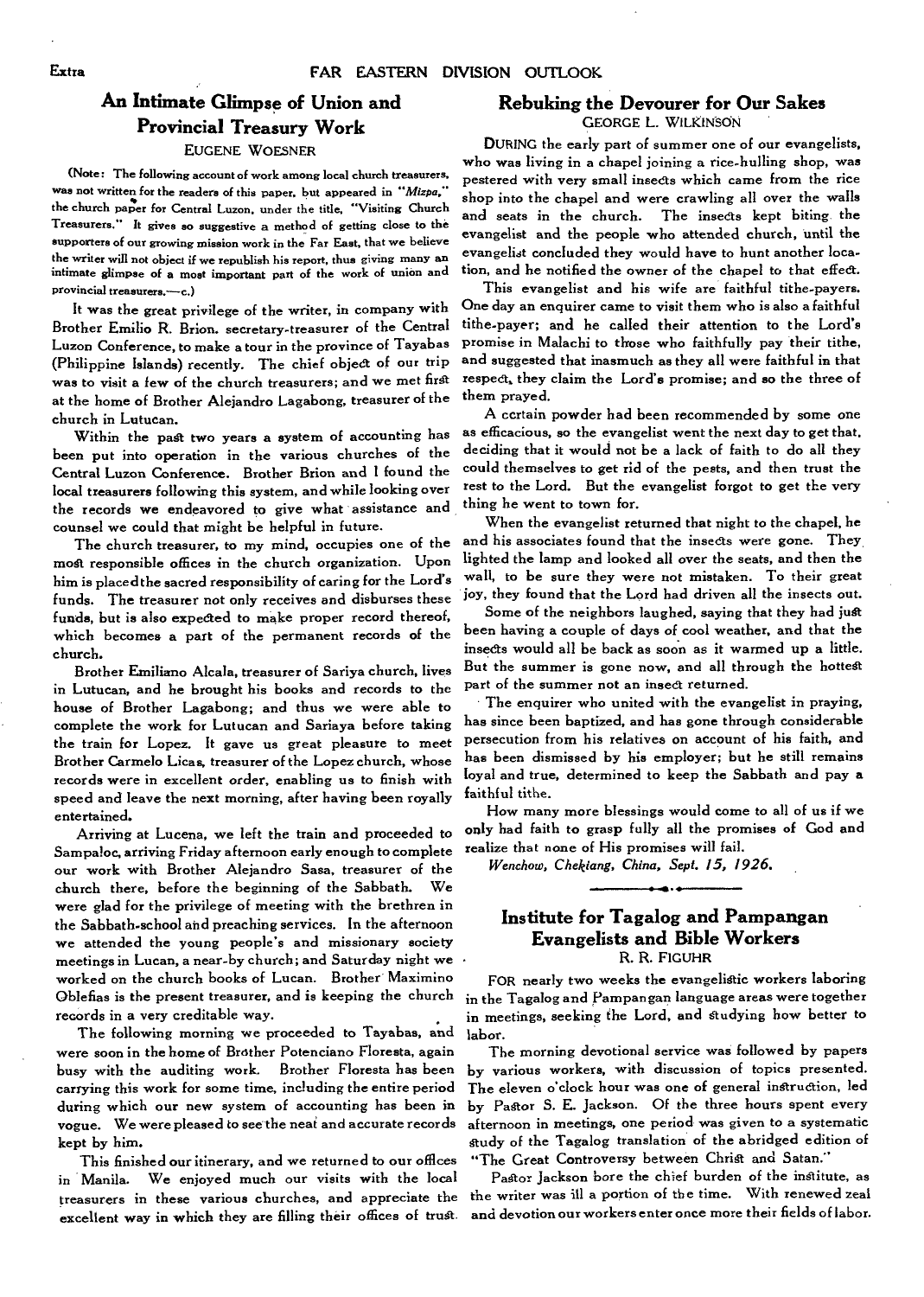## An Intimate Glimpse of Union and Provincial Treasury Work

EUGENE WOESNER

(Note: The following account of work among local church treasurers, was not written for the readers of this paper, but appeared in "*Mizpa*," the church paper for Central Luzon, under the title, "Visiting Church Treasurers." It gives so suggestive a method of getting close to the supporters of our growing mission work in the Far East, that we believe the writer will not object if we republish his report, thus giving many an intimate glimpse of a most important part of the work of union and provincial treasurers.—c.)

It was the great privilege of the writer, in company with Brother Emilio R. Brion, secretary-treasurer of the Central Luzon Conference, to make a tour in the province of Tayabas (Philippine Islands) recently. The chief object of our trip was to visit a few of the church treasurers; and we met first at the home of Brother Alejandro Lagabong, treasurer of the church in Lutucan.

Within the past two years a system of accounting has been put into operation in the various churches of the Central Luzon Conference. Brother Brion and I found the local treasurers following this system, and while looking over the records we endeavored to give what assistance and counsel we could that might be helpful in future.

The church treasurer, to my mind, occupies one of the most responsible offices in the church organization. Upon him is placed the sacred responsibility of caring for the Lord's funds. The treasurer not only receives and disburses these funds, but is also expected to make proper record thereof, which becomes a part of the permanent records of the church.

Brother Emiliano Alcala, treasurer of Sariya church, lives in Lutucan, and he brought his books and records to the house of Brother Lagabong; and thus we were able to complete the work for Lutucan and Sariaya before taking the train for Lopez. It gave us great pleasure to meet Brother Carmelo Licas, treasurer of the Lopez church, whose records were in excellent order, enabling us to finish with speed and leave the next morning, after having been royally entertained.

Arriving at Lucena, we left the train and proceeded to Sampaloc, arriving Friday afternoon early enough to complete our work with Brother Alejandro Sasa, treasurer of the church there, before the beginning of the Sabbath. We were glad for the privilege of meeting with the brethren in the Sabbath-school and preaching services. In the afternoon we attended the young people's and missionary society meetings in Lucan, a near-by church; and Saturday night we worked on the church books of Lucan. Brother Maximino Oblefias is the present treasurer, and is keeping the church records in a very creditable way.

The following morning we proceeded to Tayabas, and were soon in the home of Brother Potenciano Floresta, again busy with the auditing work. Brother Floresta has been carrying this work for some time, including the entire period during which our new system of accounting has been in vogue. We were pleased to see the neat and accurate records kept by him.

This finished our itinerary, and we returned to our offices in Manila. We enjoyed much our visits with the local treasurers in these various churches, and appreciate the excellent way in which they are filling their offices of trust.

## Rebuking the Devourer for Our Sakes

GEORGE L. WILKINSON

DURING the early part of summer one of our evangelists, who was living in a chapel joining a rice-hulling shop, was pestered with very small insects which came from the rice shop into the chapel and were crawling all over the walls and seats in the church. The insects kept biting the evangelist and the people who attended church, until the evangelist concluded they would have to hunt another location, and he notified the owner of the chapel to that effect.

This evangelist and his wife are faithful tithe-payers. One day an enquirer came to visit them who is also a faithful tithe-payer; and he called their attention to the Lord's promise in Malachi to those who faithfully pay their tithe, and suggested that inasmuch as they all were faithful in that respect, they claim the Lord's promise; and so the three of them prayed.

A certain powder had been recommended by some one as efficacious, so the evangelist went the next day to get that, deciding that it would not be a lack of faith to do all they could themselves to get rid of the pests, and then trust the rest to the Lord. But the evangelist forgot to get the very thing he went to town for.

When the evangelist returned that night to the chapel, he and his associates found that the insects were gone. They lighted the lamp and looked all over the seats, and then the wall, to be sure they were not mistaken. To their great joy, they found that the Lord had driven all the insects out.

Some of the neighbors laughed, saying that they had just been having a couple of days of cool weather, and that the insects would all be back as soon as it warmed up a little. But the summer is gone now, and all through the hottest part of the summer not an insect returned.

The enquirer who united with the evangelist in praying, has since been baptized, and has gone through considerable persecution from his relatives on account of his faith, and has been dismissed by his employer; but he still remains loyal and true, determined to keep the Sabbath and pay a faithful tithe.

How many more blessings would come to all of us if we only had faith to grasp fully all the promises of God and realize that none of His promises will fail.

*Wenchow, Chekiang, China, Sept. 15, 1926.*

## Institute for Tagalog and Pampangan Evangelists and Bible Workers

R. R. FIGUHR

FOR nearly two weeks the evangelistic workers laboring in the Tagalog and Pampangan language areas were together in meetings, seeking the Lord, and studying how better to labor.

The morning devotional service was followed by papers by various workers, with discussion of topics presented. The eleven o'clock hour was one of general instruction, led by Pastor S. E. Jackson. Of the three hours spent every afternoon in meetings, one period was given to a systematic study of the Tagalog translation of the abridged edition of "The Great Controversy between Christ and Satan."

Pastor Jackson bore the chief burden of the institute, as the writer was ill a portion of the time. With renewed zeal and devotion our workers enter once more their fields of labor.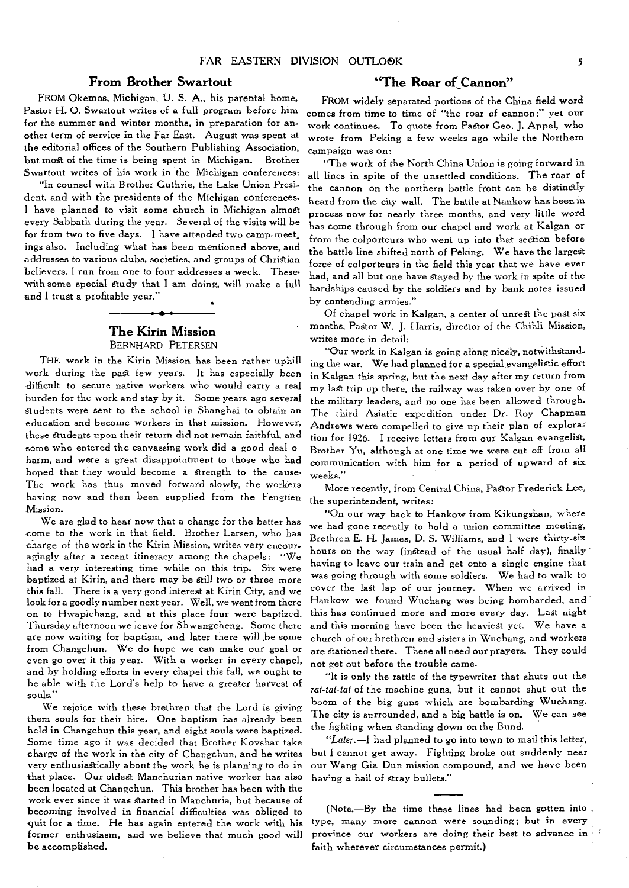## From Brother Swartout

FROM Okemos, Michigan, U. S. A., his parental home, Pastor H. O. Swartout writes of a full program before him for the summer and winter months, in preparation for another term of service in the Far East. August was spent at the editorial offices of the Southern Publishing Association, but most of the time is being spent in Michigan. Brother Swartout writes of his work in the Michigan conferences:

"In counsel with Brother Guthrie, the Lake Union President, and with the presidents of the Michigan conferences, I have planned to visit some church in Michigan almost every Sabbath during the year. Several of the visits will be for from two to five days. I have attended two camp-meetings also. Including what has been mentioned above, and addresses to various clubs, societies, and groups of Christian believers, I run from one to four addresses a week. These with some special study that I am doing, will make a full and I trust a profitable year."

## The Kirin Mission

BERNHARD PETERSEN

THE work in the Kirin Mission has been rather uphill work during the past few years. It has especially been difficult to secure native workers who would carry a real burden for the work and stay by it. Some years ago several students were sent to the school in Shanghai to obtain an education and become workers in that mission. However, these students upon their return did not remain faithful, and some who entered the canvassing work did a good deal o harm, and were a great disappointment to those who had hoped that they would become a strength to the cause. The work has thus moved forward slowly, the workers having now and then been supplied from the Fengtien Mission.

We are glad to hear now that a change for the better has come to the work in that field. Brother Larsen, who has charge of the work in the Kirin Mission, writes very encouragingly after a recent itineracy among the chapels: "We had a very interesting time while on this trip. Six were baptized at Kirin, and there may be still two or three more this fall. There is a very good interest at Kirin City, and we look for a goodly number next year. Well, we went from there on to Hwapichang, and at this place four were baptized. Thursday afternoon we leave for Shwangcheng. Some there are now waiting for baptism, and later there will be some from Changchun. We do hope we can make our goal or even go over it this year. With a worker in every chapel, and by holding efforts in every chapel this fall, we ought to be able with the Lord's help to have a greater harvest of souls."

We rejoice with these brethren that the Lord is giving them souls for their hire. One baptism has already been held in Changchun this year, and eight souls were baptized. Some time ago it was decided that Brother Kovshar take charge of the work in the city of Changchun, and he writes very enthusiastically about the work he is planning to do in that place. Our oldest Manchurian native worker has also been located at Changchun. This brother has been with the work ever since it was started in Manchuria, but because of becoming involved in financial difficulties was obliged to quit for a time. He has again entered the work with his former enthusiasm, and we believe that much good will be accomplished.

## "The Roar of Cannon"

FROM widely separated portions of the China field word comes from time to time of "the roar of cannon;" yet our work continues. To quote from Pastor Geo. J. Appel, who wrote from Peking a few weeks ago while the Northern campaign was on:

"The work of the North China Union is going forward in all lines in spite of the unsettled conditions. The roar of the cannon on the northern battle front can be distinctly heard from the city wall. The battle at Nankow has been in process now for nearly three months, and very little word has come through from our chapel and work at Kalgan or from the colporteurs who went up into that section before the battle line shifted north of Peking. We have the largest force of colporteurs in the field this year that we have ever had, and all but one have stayed by the work in spite of the hardships caused by the soldiers and by bank notes issued by contending armies."

Of chapel work in Kalgan, a center of unrest the past six months, Pastor W. J. Harris, director of the Chihli Mission, writes more in detail:

"Our work in Kalgan is going along nicely, notwithstanding the war. We had planned for a special evangelistic effort in Kalgan this spring, but the next day after my return from my last trip up there, the railway was taken over by one of the military leaders, and no one has been allowed through. The third Asiatic expedition under Dr. Roy Chapman Andrews were compelled to give up their plan of exploration for 1926. I receive letters from our Kalgan evangelist, Brother Yu, although at one time we were cut off from all communication with him for a period of upward of six weeks."

More recently, from Central China, Pastor Frederick Lee, the superintendent, writes:

"On our way back to Hankow from Kikungshan, where we had gone recently to hold a union committee meeting, Brethren E. H. James, D. S. Williams, and I were thirty-six hours on the way (instead of the usual half day), finally having to leave our train and get onto a single engine that was going through with some soldiers. We had to walk to cover the last lap of our journey. When we arrived in Hankow we found Wuchang was being bombarded, and this has continued more and more every day. Last night and this morning have been the heaviest yet. We have a church of our brethren and sisters in Wuchang, and workers are stationed there. These all need our prayers. They could not get out before the trouble came.

"It is only the rattle of the typewriter that shuts out the *rat-tat-tat* of the machine guns, but it cannot shut out the boom of the big guns which are bombarding Wuchang. The city is surrounded, and a big battle is on. We can see the fighting when standing down on the Bund.

"*Later.*—I had planned to go into town to mail this letter, but I cannot get away. Fighting broke out suddenly near our Wang Gia Dun mission compound, and we have been having a hail of stray bullets."

(Note.—By the time these lines had been gotten into type, many more cannon were sounding; but in every province our workers are doing their best to advance in faith wherever circumstances permit.)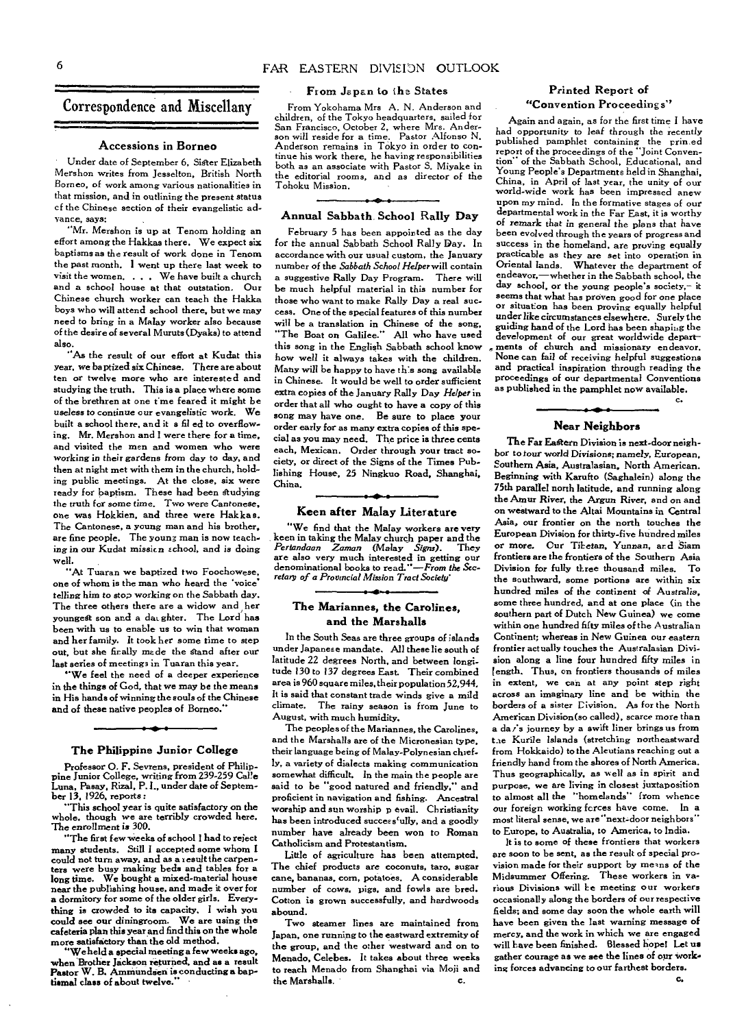## Correspondence and Miscellany

### Accessions in Borneo

Under date of September 6, Sister Elizabeth Mershon writes from Jesselton, British North Borneo, of work among various nationalities in that mission, and in outlining the present status of the Chinese section of their evangelistic advance, says:

"Mr. Mershon is up at Tenom holding an effort among the Hakkas there. We expect six baptisms as the result of work done in Tenom the past month. I went up there last week to visit the women. . . . We have built a church and a school house at that outstation. Our Chinese church worker can teach the Hakka boys who will attend school there, but we may need to bring in a Malay worker also because of the desire of several Muruts (Dyaks) to attend also.

"As the result of our effort at Kudat this year, we baptized six Chinese. There are about ten or twelve more who are interested and studying the truth. This is a place where some of the brethren at one time feared it might be useless to continue our evangelistic work. We built a school there, and it is filled to overflowing. Mr. Mershon and I were there for a time, and visited the men and women who were working in their gardens from day to day, and then at night met with them in the church, holding public meetings. At the close, six were ready for baptism. These had been studying the truth for some time. Two were Cantonese, one was Hokkien, and three were Hakkas. The Cantonese, a young man and his brother, are fine people. The young man is now teaching in our Kudat mission school, and is doing well.

"At Tuaran we baptized two Foochowese, one of whom is the man who heard the 'voice' telling him to stop working on the Sabbath day. The three others there are a widow and her youngest son and a daughter. The Lord has been with us to enable us to win that woman and her family. It took her some time to step out, but she finally made the stand after our last series of meetings in Tuaran this year.

"We feel the need of a deeper experience in the things of God, that we may be the means in His hands of winning the souls of the Chinese and of these native peoples of Borneo."

### The Philippine Junior College

Professor O. F. Sevrens, president of Philippine Junior College, writing from 239-259 Calle Luna, Pasay, Rizal, P. I., under date of September 13, 1926, reports:

"This school year is quite satisfactory on the whole, though we are terribly crowded here. The enrollment is 300.

"The first few weeks of school I had to reject many students. Still I accepted some whom I could not turn away, and as a result the carpenters were busy making beds and tables for a long time. We bought a mixed-material house near the publishing house, and made it over for a dormitory for some of the older girls. Everything is crowded to its capacity. I wish you could see our diningroom. We are using the cafeteria plan this year and find this on the whole more satisfactory than the old method.

"We held a special meeting a few weeks ago, when Brother Jackson returned, and as a result Pastor W. B. Ammundsen is conducting a baptismal class of about twelve."

### From Japan to the States

From Yokohama Mrs A. N. Anderson and children, of the Tokyo headquarters, sailed for San Francisco, October 2, where Mrs. Anderson will reside for a time. Pastor Alfonso N. Anderson remains in Tokyo in order to continue his work there, he having responsibilities both as an associate with Pastor S. Miyake in the editorial rooms, and as director of the Tohoku Mission.

### Annual Sabbath School Rally Day

February 5 has been appointed as the day for the annual Sabbath School Rally Day. In accordance with our usual custom, the January number of the *Sabbath School Helper* will contain a suggestive Rally Day Program. There will be much helpful material in this number for those who want to make Rally Day a real success. One of the special features of this number will be a translation in Chinese of the song, "The Boat on Galilee." All who have used this song in the English Sabbath school know how well it always takes with the children. Many will be happy to have this song available in Chinese. It would be well to order sufficient extra copies of the January Rally Day *Helper* in order that all who ought to have a copy of this song may have one. Be sure to place your order early for as many extra copies of this special as you may need. The price is three cents each, Mexican. Order through your tract society, or direct of the Signs of the Times Publishing House, 25 Ningkuo Road, Shanghai, China.

### Keen after Malay Literature

"We find that the Malay workers are very keen in taking the Malay church paper and the *Pertandaan Zaman* (Malay *Signs*). They are also very much interested in getting our denominational books to read."—*From the Secretary of a Provincial Mission Tract Society*

### The Mariannes, the Carolines, and the Marshalls

In the South Seas are three groups of islands under Japanese mandate. All these lie south of latitude 22 degrees North, and between longitude 130 to 137 degrees East. Their combined area is 960 square miles, their population 52,944. It is said that constant trade winds give a mild climate. The rainy season is from June to August, with much humidity.

The peoples of the Mariannes, the Carolines, and the Marshalls are of the Micronesian type, their language being of Malay-Polynesian chiefly, a variety of dialects making communication somewhat difficult. In the main the people are said to be "good natured and friendly," and proficient in navigation and fishing. Ancestral worship and sun worship prevail. Christianity has been introduced successfully, and a goodly number have already been won to Roman Catholicism and Protestantism.

Little of agriculture has been attempted. The chief products are coconuts, taro, sugar cane, bananas, corn, potatoes. A considerable number of cows, pigs, and fowls are bred. Cotton is grown successfully, and hardwoods abound.

Two steamer lines are maintained from Japan, one running to the eastward extremity of the group, and the other westward and on to Menado, Celebes. It takes about three weeks to reach Menado from Shanghai via Moji and the Marshalls.

C.

### Printed Report of "Convention Proceedings"

Again and again, as for the first time I have had opportunity to leaf through the recently published pamphlet containing the printed report of the proceedings of the "Joint Convention" of the Sabbath School, Educational, and Young People's Departments held in Shanghai, China, in April of last year, the unity of our world-wide work has been impressed anew upon my mind. In the formative stages of our departmental work in the Far East, it is worthy of remark that in general the plans that have been evolved through the years of progress and success in the homeland, are proving equally practicable as they are set into operation in Oriental lands. Whatever the department of endeavor,—whether in the Sabbath school, the day school, or the young people's society,—it seems that what has proven good for one place or situation has been proving equally helpful under like circumstances elsewhere. Surely the guiding hand of the Lord has been shaping the development of our great worldwide departments of church and missionary endeavor. None can fail of receiving helpful suggestions and practical inspiration through reading the proceedings of our departmental Conventions as published in the pamphlet now available.

C.

### Near Neighbors

The Far Eastern Division is next-door neighbor to four world Divisions; namely, European, Southern Asia, Australasian, North American. Beginning with Karufto (Saghalein) along the 75th parallel north latitude, and running along the Amur River, the Argun River, and on and on westward to the Altai Mountains in Central Asia, our frontier on the north touches the European Division for thirty-five hundred miles or more. Our Tibetan, Yunnan, and Siam frontiers are the frontiers of the Southern Asia Division for fully three thousand miles. To the southward, some portions are within six hundred miles of the continent of Australia, some three hundred, and at one place (in the southern part of Dutch New Guinea) we come within one hundred fifty miles of the Australian Continent; whereas in New Guinea our eastern frontier actually touches the Australasian Division along a line four hundred fifty miles in length. Thus, on frontiers thousands of miles in extent, we can at any point step right across an imaginary line and be within the borders of a sister Division. As for the North American Division (so called), scarce more than a day's journey by a swift liner brings us from the Kurile Islands (stretching northeastward from Hokkaido) to the Aleutians reaching out a friendly hand from the shores of North America. Thus geographically, as well as in spirit and purpose, we are living in closest juxtaposition to almost all the "homelands" from whence our foreign working forces have come. In a most literal sense, we are "next-door neighbors" to Europe, to Australia, to America, to India.

It is to some of these frontiers that workers are soon to be sent, as the result of special provision made for their support by means of the Midsummer Offering. These workers in various Divisions will be meeting our workers occasionally along the borders of our respective fields; and some day soon the whole earth will have been given the last warning message of mercy, and the work in which we are engaged will have been finished. Blessed hope! Let us gather courage as we see the lines of our working forces advancing to our farthest borders.

C.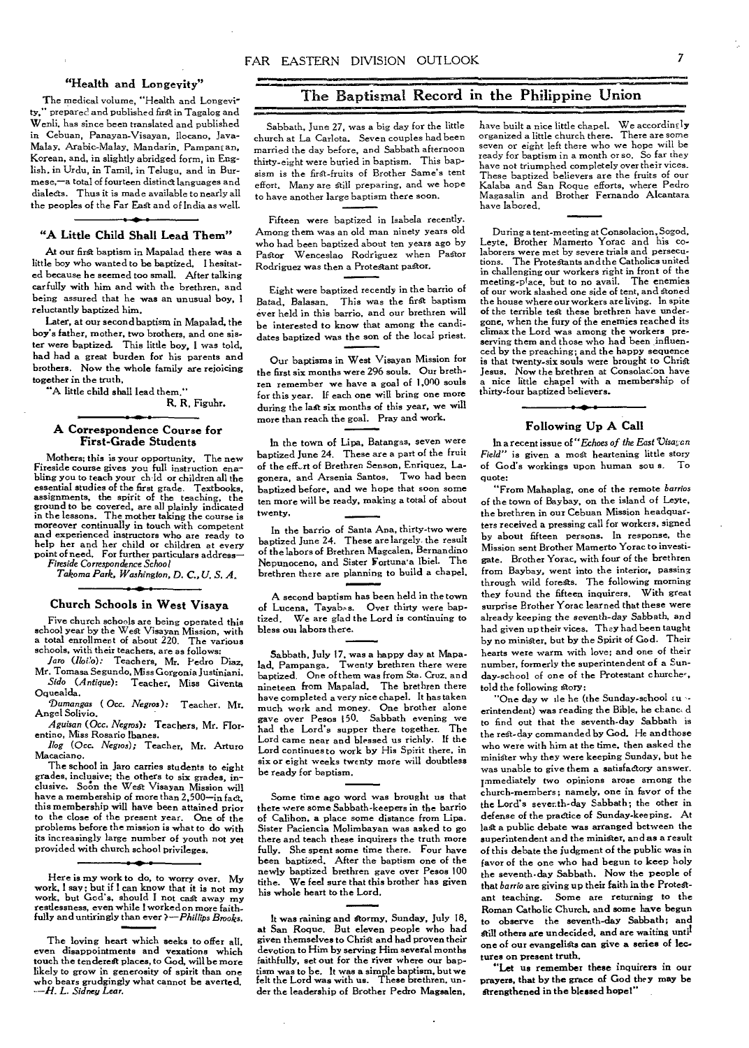### "Health and Longevity"

The medical volume, "Health and Longevity," prepared and published first in Tagalog and Wenli, has since been translated and published in Cebuan, Panayan-Visayan, Ilocano, Java-Malay, Arabic-Malay, Mandarin, Pampangan, Korean, and, in slightly abridged form, in English, in Urdu, in Tamil, in Telugu, and in Burmese,—a total of fourteen distinct languages and dialects. Thus it is made available to nearly all the peoples of the Far East and of India as well.

### "A Little Child Shall Lead Them"

At our first baptism in Mapalad there was a little boy who wanted to be baptized. I hesitated because he seemed too small. After talking carfully with him and with the brethren, and being assured that he was an unusual boy, I reluctantly baptized him.

Later, at our second baptism in Mapalad, the boy's father, mother, two brothers, and one sister were baptized. This little boy, I was told, had had a great burden for his parents and brothers. Now the whole family are rejoicing together in the truth.

"A little child shall lead them."

R. R. Figuhr.

### A Correspondence Course for First-Grade Students

Mothers; this is your opportunity. The new Fireside course gives you full instruction enabling you to teach your child or children all the essential studies of the first grade. Textbooks, assignments, the spirit of the teaching, the ground to be covered, are all plainly indicated in the lessons. The mother taking the course is moreover continually in touch with competent and experienced instructors who are ready to help her and her child or children at every point of need. For further particulars address—

*Fireside Correspondence School*
*Takoma Park, Washington, D. C., U. S. A.*

### Church Schools in West Visaya

Five church schools are being operated this school year by the West Visayan Mission, with a total enrollment of about 220. The various schools, with their teachers, are as follows:

*Jaro (Iloilo)*: Teachers, Mr. Pedro Diaz, Mr. Tomasa Segundo, Miss Gorgonia Justiniani.
*Sido (Antique)*: Teacher, Miss Giventa Oquealda.
*Dumangas (Occ. Negros)*: Teacher, Mr. Angel Solivio.
*Aguisan (Occ. Negros)*: Teachers, Mr. Florentino, Miss Rosario Ibanes.
*Ilog (Occ. Negros)*; Teacher, Mr. Arturo Macaciano.

The school in Jaro carries students to eight grades, inclusive; the others to six grades, inclusive. Soon the West Visayan Mission will have a membership of more than 2,500—in fact, this membership will have been attained prior to the close of the present year. One of the problems before the mission is what to do with its increasingly large number of youth not yet provided with church school privileges.

Here is my work to do, to worry over. My work, I say; but if I can know that it is not my work, but God's, should I not cast away my restlessness, even while I worked on more faithfully and untiringly than ever?—*Phillips Brooks.*

The loving heart which seeks to offer all, even disappointments and vexations which touch the tenderest places, to God, will be more likely to grow in generosity of spirit than one who bears grudgingly what cannot be averted. —*H. L. Sidney Lear.*

## The Baptismal Record in the Philippine Union

Sabbath, June 27, was a big day for the little church at La Carlota. Seven couples had been married the day before, and Sabbath afternoon thirty-eight were buried in baptism. This baptism is the first-fruits of Brother Same's tent effort. Many are still preparing, and we hope to have another large baptism there soon.

Fifteen were baptized in Isabela recently. Among them was an old man ninety years old who had been baptized about ten years ago by Pastor Wenceslao Rodriguez when Pastor Rodriguez was then a Protestant pastor.

Eight were baptized recently in the barrio of Batad, Balasan. This was the first baptism ever held in this barrio, and our brethren will be interested to know that among the candidates baptized was the son of the local priest.

Our baptisms in West Visayan Mission for the first six months were 296 souls. Our brethren remember we have a goal of 1,000 souls for this year. If each one will bring one more during the last six months of this year, we will more than reach the goal. Pray and work.

In the town of Lipa, Batangas, seven were baptized June 24. These are a part of the fruit of the effort of Brethren Senson, Enriquez, Lagonera, and Arsenia Santos. Two had been baptized before, and we hope that soon some ten more will be ready, making a total of about twenty.

In the barrio of Santa Ana, thirty-two were baptized June 24. These are largely the result of the labors of Brethren Magcalen, Bernandino Nepunoceno, and Sister Fortunata Ibiel. The brethren there are planning to build a chapel.

A second baptism has been held in the town of Lucena, Tayabas. Over thirty were baptized. We are glad the Lord is continuing to bless our labors there.

Sabbath, July 17, was a happy day at Mapalad, Pampanga. Twenty brethren there were baptized. One of them was from Sta. Cruz, and nineteen from Mapalad. The brethren there have completed a very nice chapel. It has taken much work and money. One brother alone gave over Pesos 150. Sabbath evening we had the Lord's supper there together. The Lord came near and blessed us richly. If the Lord continues to work by His Spirit there, in six or eight weeks twenty more will doubtless be ready for baptism.

Some time ago word was brought us that there were some Sabbath-keepers in the barrio of Calihon, a place some distance from Lipa. Sister Paciencia Molimbayan was asked to go there and teach these inquirers the truth more fully. She spent some time there. Four have been baptized. After the baptism one of the newly baptized brethren gave over Pesos 100 tithe. We feel sure that this brother has given his whole heart to the Lord.

It was raining and stormy, Sunday, July 18, at San Roque. But eleven people who had given themselves to Christ and had proven their devotion to Him by serving Him several months faithfully, set out for the river where our baptism was to be. It was a simple baptism, but we felt the Lord was with us. These brethren, under the leadership of Brother Pedro Magsalen, have built a nice little chapel. We accordingly organized a little church there. There are some seven or eight left there who we hope will be ready for baptism in a month or so. So far they have not triumphed completely over their vices. These baptized believers are the fruits of our Kalaba and San Roque efforts, where Pedro Magasalin and Brother Fernando Alcantara have labored.

During a tent-meeting at Consolacion, Sogod, Leyte, Brother Mamerto Yorac and his colaborers were met by severe trials and persecutions. The Protestants and the Catholics united in challenging our workers right in front of the meeting-place, but to no avail. The enemies of our work slashed one side of tent, and stoned the house where our workers are living. In spite of the terrible test these brethren have undergone, when the fury of the enemies reached its climax the Lord was among the workers preserving them and those who had been influenced by the preaching; and the happy sequence is that twenty-six souls were brought to Christ Jesus. Now the brethren at Consolacion have a nice little chapel with a membership of thirty-four baptized believers.

### Following Up A Call

In a recent issue of *"Echoes of the East Visayan Field"* is given a most heartening little story of God's workings upon human souls. To quote:

"From Mahaplag, one of the remote *barrios* of the town of Baybay, on the island of Leyte, the brethren in our Cebuan Mission headquarters received a pressing call for workers, signed by about fifteen persons. In response, the Mission sent Brother Mamerto Yorac to investigate. Brother Yorac, with four of the brethren from Baybay, went into the interior, passing through wild forests. The following morning they found the fifteen inquirers. With great surprise Brother Yorac learned that these were already keeping the seventh-day Sabbath, and had given up their vices. They had been taught by no minister, but by the Spirit of God. Their hearts were warm with love; and one of their number, formerly the superintendent of a Sunday-school of one of the Protestant churches, told the following story:

"One day while he (the Sunday-school superintendent) was reading the Bible, he chanced to find out that the seventh-day Sabbath is the rest-day commanded by God. He and those who were with him at the time, then asked the minister why they were keeping Sunday, but he was unable to give them a satisfactory answer. Immediately two opinions arose among the church-members; namely, one in favor of the the Lord's seventh-day Sabbath; the other in defense of the practice of Sunday-keeping. At last a public debate was arranged between the superintendent and the minister, and as a result of this debate the judgment of the public was in favor of the one who had begun to keep holy the seventh-day Sabbath. Now the people of that *barrio* are giving up their faith in the Protestant teaching. Some are returning to the Roman Catholic Church, and some have begun to observe the seventh-day Sabbath; and still others are undecided, and are waiting until one of our evangelists can give a series of lectures on present truth.

"Let us remember these inquirers in our prayers, that by the grace of God they may be strengthened in the blessed hope!"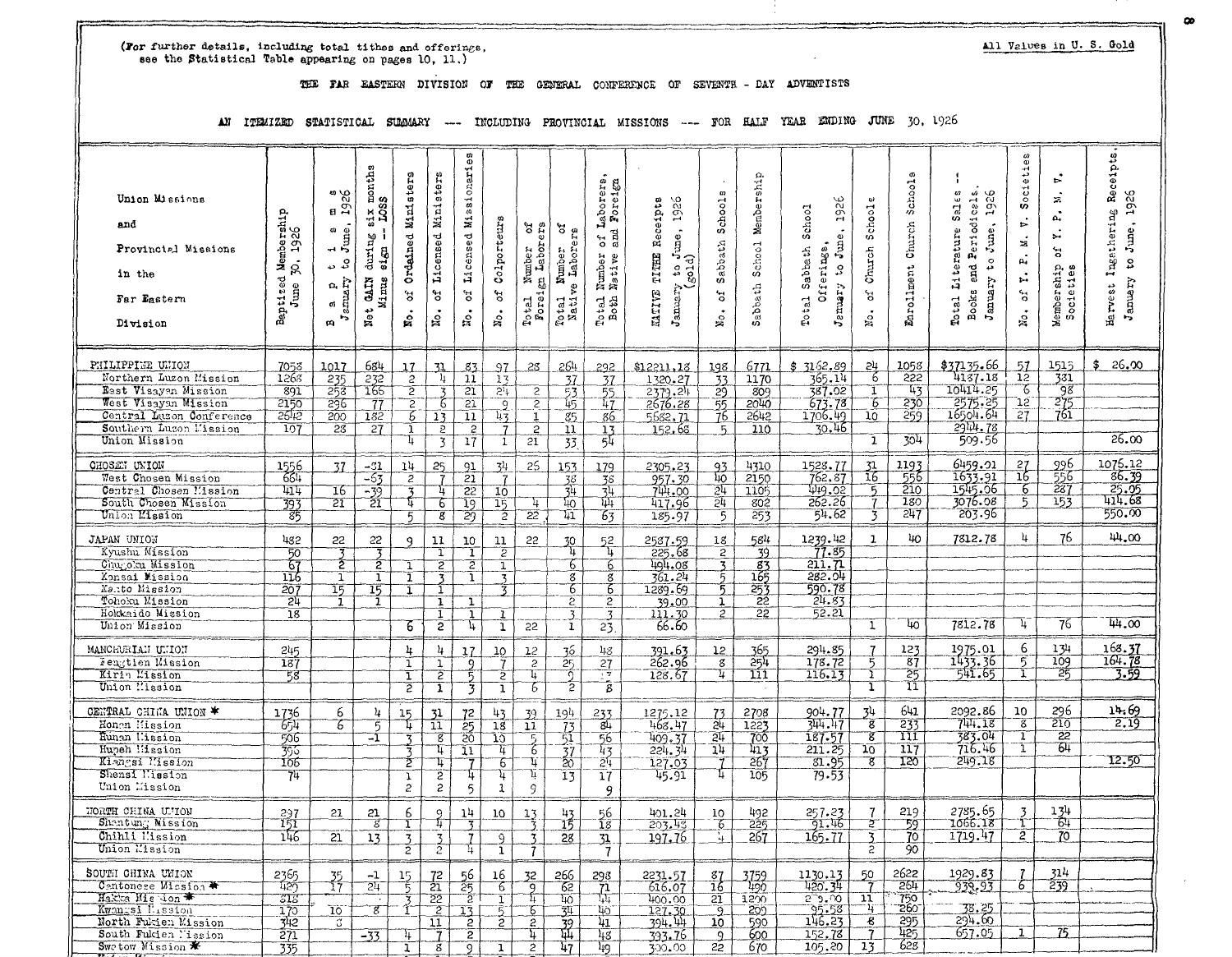(For further details, including total tithes and offerings, see the Statistical Table appearing on pages 10, 11.)

All Values in U. S. Gold

THE FAR EASTERN DIVISION OF THE GENERAL CONFERENCE OF SEVENTH - DAY ADVENTISTS

AN ITEMIZED STATISTICAL SUMMARY --- INCLUDING PROVINCIAL MISSIONS --- FOR HALF YEAR ENDING JUNE 30, 1926

| Union Missions and Provincial Missions in the Far Eastern Division | Baptized Membership June 30, 1926 | Baptisms January to June, 1926 | Net GAIN during six months Minus sign -- LOSS | No. of Ordained Ministers | No. of Licensed Ministers | No. of Licensed Missionaries | No. of Colporteurs | Total Number of Foreign Laborers | Total Number of Native Laborers | Total Number of Laborers, Both Native and Foreign | NATIVE TITHE Receipts January to June, 1926 (gold) | No. of Sabbath Schools | Sabbath School Membership | Total Sabbath School Offerings, January to June, 1926 | No. of Church Schools | Enrollment Church Schools | Total Literature Sales -- Books and Periodicals, January to June, 1926 | No. of Y. P. M. V. Societies | Membership of Y. P. M. V. Societies | Harvest Ingathering Receipts, January to June, 1926 |
|---|---|---|---|---|---|---|---|---|---|---|---|---|---|---|---|---|---|---|---|---|
| PHILIPPINE UNION | 7058 | 1017 | 684 | 17 | 31 | 83 | 97 | 28 | 264 | 292 | $12211.18 | 198 | 6771 | $ 3162.89 | 24 | 1058 | $37135.66 | 57 | 1515 | $ 26.00 |
| Northern Luzon Mission | 1268 | 235 | 232 | 2 | 4 | 11 | 13 | | 37 | 37 | 1320.27 | 33 | 1170 | 365.14 | 6 | 222 | 4137.18 | 12 | 381 | |
| East Visayan Mission | 891 | 258 | 166 | 2 | 3 | 21 | 24 | 2 | 53 | 55 | 2379.24 | 29 | 809 | 387.02 | 1 | 43 | 10414.25 | 6 | 98 | |
| West Visayan Mission | 2150 | 296 | 77 | 2 | 6 | 21 | 9 | 2 | 45 | 47 | 2676.28 | 55 | 2040 | 673.78 | 6 | 230 | 2575.25 | 12 | 275 | |
| Central Luzon Conference | 2642 | 200 | 182 | 6 | 13 | 11 | 43 | 1 | 85 | 86 | 5682.71 | 76 | 2642 | 1706.49 | 10 | 259 | 16504.64 | 27 | 761 | |
| Southern Luzon Mission | 107 | 28 | 27 | 1 | 2 | 2 | 7 | 2 | 11 | 13 | 152.68 | 5 | 110 | 30.46 | | | 2994.78 | | | |
| Union Mission | | | | 4 | 3 | 17 | 1 | 21 | 33 | 54 | | | | | 1 | 304 | 509.56 | | | 26.00 |
| CHOSEN UNION | 1556 | 37 | -51 | 14 | 25 | 91 | 34 | 26 | 153 | 179 | 2305.23 | 93 | 4310 | 1528.77 | 31 | 1193 | 6459.91 | 27 | 996 | 1075.12 |
| West Chosen Mission | 664 | | -63 | 2 | 7 | 21 | 7 | | 38 | 38 | 957.30 | 40 | 2150 | 762.87 | 16 | 556 | 1633.91 | 16 | 556 | 86.39 |
| Central Chosen Mission | 414 | 16 | -39 | 3 | 4 | 22 | 10 | | 34 | 34 | 744.00 | 24 | 1105 | 449.02 | 5 | 210 | 1545.06 | 6 | 287 | 25.95 |
| South Chosen Mission | 393 | 21 | 21 | 4 | 6 | 19 | 15 | 4 | 40 | 44 | 417.96 | 24 | 802 | 262.26 | 7 | 180 | 3076.08 | 5 | 153 | 414.68 |
| Union Mission | 85 | | | 5 | 8 | 29 | 2 | 22 | 41 | 63 | 185.97 | 5 | 253 | 54.62 | 3 | 247 | 203.96 | | | 550.00 |
| JAPAN UNION | 482 | 22 | 22 | 9 | 11 | 10 | 11 | 22 | 30 | 52 | 2587.59 | 18 | 584 | 1239.42 | 1 | 40 | 7812.78 | 4 | 76 | 44.00 |
| Kyushu Mission | 50 | 3 | 3 | | 1 | 1 | 2 | | 4 | 4 | 225.68 | 2 | 39 | 77.85 | | | | | | |
| Chugoku Mission | 67 | 2 | 2 | 1 | 2 | 2 | 1 | | 6 | 6 | 494.08 | 3 | 83 | 211.71 | | | | | | |
| Kansai Mission | 116 | 1 | 1 | 1 | 3 | 1 | 3 | | 8 | 8 | 361.24 | 5 | 165 | 282.04 | | | | | | |
| Kanto Mission | 207 | 15 | 15 | 1 | 1 | | 3 | | 6 | 6 | 1289.69 | 5 | 253 | 590.78 | | | | | | |
| Tohoku Mission | 24 | 1 | 1 | | 1 | 1 | | | 2 | 2 | 39.00 | 1 | 22 | 24.83 | | | | | | |
| Hokkaido Mission | 18 | | | | 1 | 1 | 1 | | 3 | 3 | 111.30 | 2 | 22 | 52.21 | | | | | | |
| Union Mission | | | | 6 | 2 | 4 | 1 | 22 | 1 | 23 | 66.60 | | | | 1 | 40 | 7812.78 | 4 | 76 | 44.00 |
| MANCHURIAN UNION | 245 | | | 4 | 4 | 17 | 10 | 12 | 36 | 48 | 391.63 | 12 | 365 | 294.85 | 7 | 123 | 1975.01 | 6 | 134 | 168.37 |
| Fengtien Mission | 187 | | | 1 | 1 | 9 | 7 | 2 | 25 | 27 | 262.96 | 8 | 254 | 178.72 | 5 | 87 | 1433.36 | 5 | 109 | 164.78 |
| Kirin Mission | 58 | | | 1 | 2 | 5 | 2 | 4 | 9 | 13 | 128.67 | 4 | 111 | 116.13 | 1 | 25 | 541.65 | 1 | 25 | 3.59 |
| Union Mission | | | | 2 | 1 | 3 | 1 | 6 | 2 | 8 | | | | | 1 | 11 | | | | |
| CENTRAL CHINA UNION * | 1736 | 6 | 4 | 15 | 31 | 72 | 43 | 39 | 194 | 233 | 1275.12 | 73 | 2708 | 904.77 | 34 | 641 | 2092.86 | 10 | 296 | 14.69 |
| Honan Mission | 654 | 6 | 5 | 4 | 11 | 25 | 18 | 11 | 73 | 84 | 468.47 | 24 | 1223 | 344.47 | 8 | 233 | 744.18 | 8 | 210 | 2.19 |
| Hunan Mission | 506 | | -1 | 3 | 8 | 20 | 10 | 5 | 51 | 56 | 409.37 | 24 | 700 | 187.57 | 8 | 111 | 383.04 | 1 | 22 | |
| Hupeh Mission | 395 | | | 3 | 4 | 11 | 4 | 6 | 37 | 43 | 224.34 | 14 | 413 | 211.25 | 10 | 117 | 716.46 | 1 | 64 | |
| Kiangsi Mission | 106 | | | 2 | 4 | 7 | 6 | 4 | 20 | 24 | 127.03 | 7 | 267 | 81.95 | 8 | 120 | 249.18 | | | 12.50 |
| Shensi Mission | 74 | | | 1 | 2 | 4 | 4 | 4 | 13 | 17 | 45.91 | 4 | 105 | 79.53 | | | | | | |
| Union Mission | | | | 2 | 2 | 5 | 1 | 9 | | 9 | | | | | | | | | | |
| NORTH CHINA UNION | 297 | 21 | 21 | 6 | 9 | 14 | 10 | 13 | 43 | 56 | 401.24 | 10 | 492 | 257.23 | 7 | 219 | 2785.65 | 3 | 134 | |
| Shantung Mission | 151 | | 8 | 1 | 4 | 3 | | 3 | 15 | 18 | 203.48 | 6 | 225 | 91.46 | 2 | 59 | 1066.18 | 1 | 64 | |
| Chihli Mission | 146 | 21 | 13 | 3 | 3 | 7 | 9 | 3 | 28 | 31 | 197.76 | 4 | 267 | 165.77 | 3 | 70 | 1719.47 | 2 | 70 | |
| Union Mission | | | | 2 | 2 | 4 | 1 | 7 | | 7 | | | | | 2 | 90 | | | | |
| SOUTH CHINA UNION | 2365 | 35 | -1 | 15 | 72 | 56 | 16 | 32 | 266 | 298 | 2231.57 | 87 | 3759 | 1130.13 | 50 | 2622 | 1929.83 | 7 | 314 | |
| Cantonese Mission * | 429 | 17 | 24 | 5 | 21 | 25 | 6 | 9 | 62 | 71 | 616.07 | 16 | 490 | 420.34 | 7 | 264 | 939.93 | 6 | 239 | |
| Hakka Mission * | 318 | | | 3 | 22 | 2 | 1 | 4 | 40 | 44 | 400.00 | 21 | 1200 | 2?5.00 | 11 | 750 | | | | |
| Kwangsi Mission | 170 | 10 | 8 | 1 | 2 | 13 | 5 | 6 | 34 | 40 | 127.30 | 9 | 209 | 95.58 | 4 | 260 | 38.25 | | | |
| North Fukien Mission | 342 | 3 | | | 11 | 2 | 2 | 2 | 39 | 41 | 394.44 | 10 | 590 | 146.23 | 8 | 295 | 294.60 | | | |
| South Fukien Mission | 271 | | -33 | 4 | 7 | 2 | | 4 | 44 | 48 | 393.76 | 9 | 600 | 152.78 | 7 | 425 | 657.05 | 1 | 75 | |
| Swatow Mission * | 335 | | | 1 | 8 | 9 | 1 | 2 | 47 | 49 | 300.00 | 22 | 670 | 105.20 | 13 | 628 | | | | |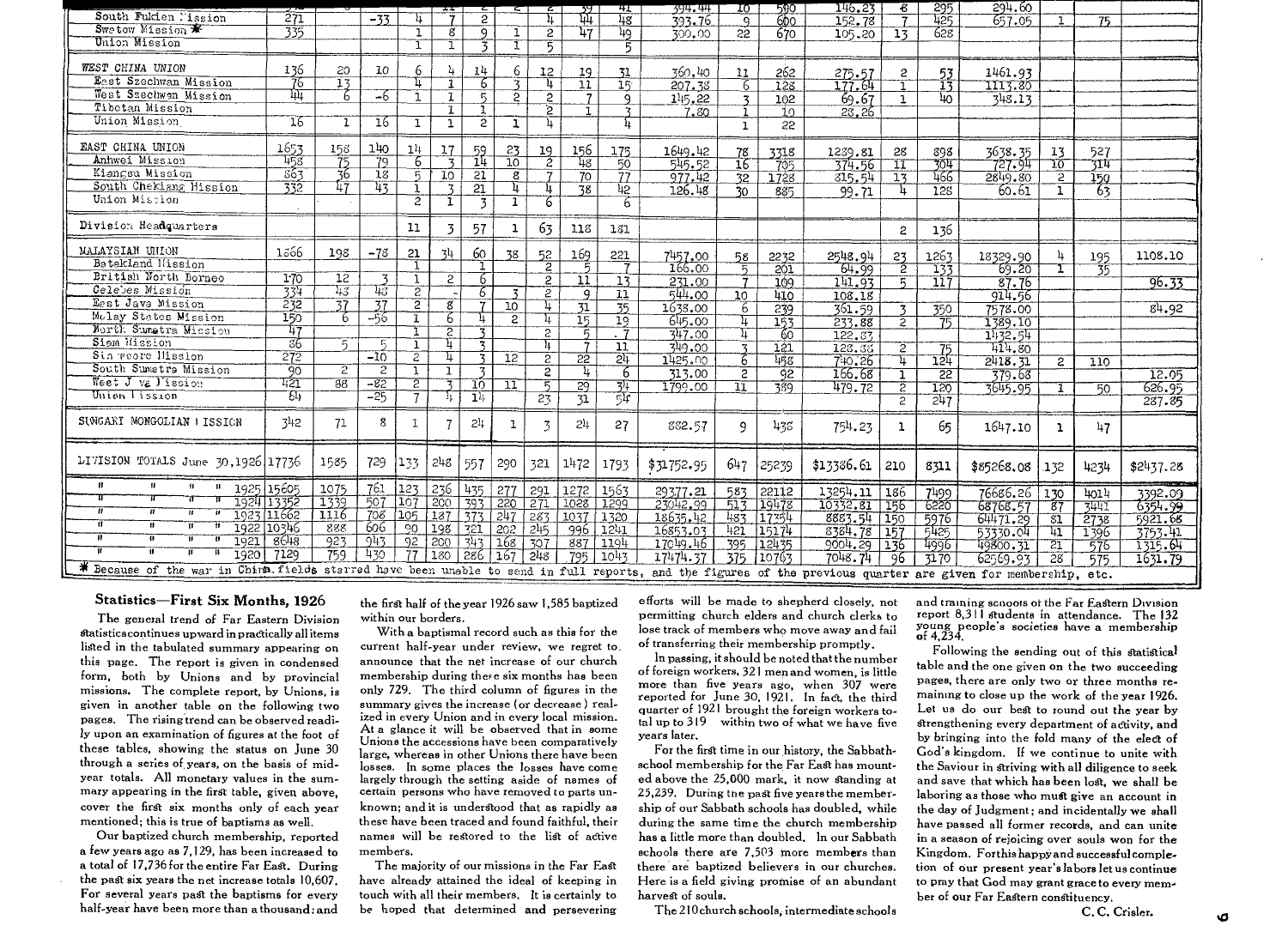| | | | | | | | | | | | | | | | | | | | | |
|---|---|---|---|---|---|---|---|---|---|---|---|---|---|---|---|---|---|---|---|---|
| | | | | | | | | | 39 | 41 | 394.44 | 10 | 590 | 146.23 | 8 | 295 | 294.60 | | | |
| South Fukien Mission | 271 | | -33 | 4 | 7 | 2 | | 4 | 44 | 48 | 393.76 | 9 | 600 | 152.78 | 7 | 425 | 657.05 | 1 | 75 | |
| Swatow Mission * | 335 | | | 1 | 8 | 9 | 1 | 2 | 47 | 49 | 300.00 | 22 | 670 | 105.20 | 13 | 628 | | | | |
| Union Mission | | | | 1 | 1 | 3 | 1 | 5 | | 5 | | | | | | | | | | |
| WEST CHINA UNION | 136 | 20 | 10 | 6 | 4 | 14 | 6 | 12 | 19 | 31 | 360.40 | 11 | 262 | 275.57 | 2 | 53 | 1461.93 | | | |
| East Szechwan Mission | 76 | 13 | | 4 | 1 | 6 | 3 | 4 | 11 | 15 | 207.38 | 6 | 128 | 177.64 | 1 | 13 | 1113.80 | | | |
| West Szechwan Mission | 44 | 6 | -6 | 1 | 1 | 5 | 2 | 2 | 7 | 9 | 145.22 | 3 | 102 | 69.67 | 1 | 40 | 348.13 | | | |
| Tibetan Mission | | | | | 1 | 1 | | 2 | 1 | 3 | 7.80 | 1 | 10 | 28.26 | | | | | | |
| Union Mission | 16 | 1 | 16 | 1 | 1 | 2 | 1 | 4 | | 4 | | 1 | 22 | | | | | | | |
| EAST CHINA UNION | 1653 | 158 | 140 | 14 | 17 | 59 | 23 | 19 | 156 | 175 | 1649.42 | 78 | 3318 | 1239.81 | 28 | 898 | 3638.35 | 13 | 527 | |
| Anhwei Mission | 458 | 75 | 79 | 6 | 3 | 14 | 10 | 2 | 48 | 50 | 545.52 | 16 | 705 | 374.56 | 11 | 304 | 727.94 | 10 | 314 | |
| Kiangsu Mission | 863 | 36 | 18 | 5 | 10 | 21 | 8 | 7 | 70 | 77 | 977.42 | 32 | 1728 | 815.54 | 13 | 466 | 2849.80 | 2 | 150 | |
| South Chekiang Mission | 332 | 47 | 43 | 1 | 3 | 21 | 4 | 4 | 38 | 42 | 126.48 | 30 | 885 | 99.71 | 4 | 128 | 60.61 | 1 | 63 | |
| Union Mission | | | | 2 | 1 | 3 | 1 | 6 | | 6 | | | | | | | | | | |
| Division Headquarters | | | | 11 | 3 | 57 | 1 | 63 | 118 | 181 | | | | | 2 | 136 | | | | |
| MALAYSIAN UNION | 1366 | 198 | -78 | 21 | 34 | 60 | 38 | 52 | 169 | 221 | 7457.00 | 58 | 2232 | 2548.94 | 23 | 1263 | 18329.90 | 4 | 195 | 1108.10 |
| Batakland Mission | | | | 1 | | 1 | | 2 | 5 | 7 | 166.00 | 5 | 201 | 64.99 | 2 | 133 | 69.20 | 1 | 35 | |
| British North Borneo | 170 | 12 | 3 | 1 | 2 | 6 | | 2 | 11 | 13 | 231.00 | 7 | 109 | 141.93 | 5 | 117 | 87.76 | | | 96.33 |
| Celebes Mission | 334 | 43 | 43 | 2 | | 6 | 3 | 2 | 9 | 11 | 544.00 | 10 | 410 | 108.18 | | | 914.56 | | | |
| East Java Mission | 232 | 37 | 37 | 2 | 8 | 7 | 10 | 4 | 31 | 35 | 1638.00 | 6 | 239 | 361.59 | 3 | 350 | 7578.00 | | | 84.92 |
| Malay States Mission | 150 | 6 | -56 | 1 | 6 | 4 | 2 | 4 | 15 | 19 | 645.00 | 4 | 153 | 233.88 | 2 | 75 | 1389.10 | | | |
| North Sumatra Mission | 47 | | | 1 | 2 | 3 | | 2 | 5 | 7 | 347.00 | 4 | 60 | 122.83 | | | 1432.54 | | | |
| Siam Mission | 86 | 5 | 5 | 1 | 4 | 3 | | 4 | 7 | 11 | 349.00 | 3 | 121 | 128.33 | 2 | 75 | 414.80 | | | |
| Singapore Mission | 272 | | -10 | 2 | 4 | 3 | 12 | 2 | 22 | 24 | 1425.00 | 6 | 458 | 740.26 | 4 | 124 | 2418.31 | 2 | 110 | |
| South Sumatra Mission | 90 | 2 | 2 | 1 | 1 | 3 | | 2 | 4 | 6 | 313.00 | 2 | 92 | 166.68 | 1 | 22 | 379.68 | | | 12.05 |
| West Java Mission | 421 | 88 | -82 | 2 | 3 | 10 | 11 | 5 | 29 | 34 | 1799.00 | 11 | 389 | 479.72 | 2 | 120 | 3645.95 | 1 | 50 | 626.95 |
| Union Mission | 64 | | -25 | 7 | 4 | 14 | | 23 | 31 | 54 | | | | | 2 | 247 | | | | 287.85 |
| SUNGARI MONGOLIAN MISSION | 342 | 71 | 8 | 1 | 7 | 24 | 1 | 3 | 24 | 27 | 882.57 | 9 | 436 | 754.23 | 1 | 65 | 1647.10 | 1 | 47 | |
| DIVISION TOTALS June 30, 1926 | 17736 | 1585 | 729 | 133 | 248 | 557 | 290 | 321 | 1472 | 1793 | $31752.95 | 647 | 25239 | $13386.61 | 210 | 8311 | $85268.08 | 132 | 4234 | $2437.28 |
| " " " 1925 | 15605 | 1075 | 761 | 123 | 236 | 435 | 277 | 291 | 1272 | 1563 | 29377.21 | 583 | 22112 | 13254.11 | 186 | 7499 | 76686.26 | 130 | 4014 | 3392.09 |
| " " " 1924 | 13352 | 1339 | 507 | 107 | 200 | 393 | 220 | 271 | 1028 | 1299 | 23042.99 | 513 | 19478 | 10332.81 | 156 | 6220 | 68768.57 | 87 | 3441 | 6354.99 |
| " " " 1923 | 11662 | 1116 | 706 | 105 | 187 | 373 | 247 | 283 | 1037 | 1320 | 18635.42 | 483 | 17354 | 8883.54 | 150 | 5976 | 64471.29 | 81 | 2738 | 5921.68 |
| " " " 1922 | 10346 | 888 | 606 | 90 | 198 | 321 | 202 | 245 | 996 | 1241 | 16853.03 | 421 | 15174 | 8384.78 | 157 | 5425 | 53330.04 | 41 | 1396 | 3753.41 |
| " " " 1921 | 8648 | 923 | 943 | 92 | 200 | 343 | 168 | 307 | 887 | 1194 | 17049.46 | 395 | 12435 | 9004.29 | 136 | 4996 | 49800.31 | 21 | 576 | 1315.64 |
| " " " 1920 | 7129 | 759 | 430 | 77 | 180 | 286 | 167 | 248 | 795 | 1043 | 17474.37 | 375 | 10763 | 7048.74 | 96 | 3170 | 62569.93 | 28 | 575 | 1631.79 |

* Because of the war in China fields starred have been unable to send in full reports, and the figures of the previous quarter are given for membership, etc.

## Statistics—First Six Months, 1926

The general trend of Far Eastern Division statistics continues upward in practically all items listed in the tabulated summary appearing on this page. The report is given in condensed form, both by Unions and by provincial missions. The complete report, by Unions, is given in another table on the following two pages. The rising trend can be observed readily upon an examination of figures at the foot of these tables, showing the status on June 30 through a series of years, on the basis of mid-year totals. All monetary values in the summary appearing in the first table, given above, cover the first six months only of each year mentioned; this is true of baptisms as well.

Our baptized church membership, reported a few years ago as 7,129, has been increased to a total of 17,736 for the entire Far East. During the past six years the net increase totals 10,607. For several years past the baptisms for every half-year have been more than a thousand; and the first half of the year 1926 saw 1,585 baptized within our borders.

With a baptismal record such as this for the current half-year under review, we regret to announce that the net increase of our church membership during these six months has been only 729. The third column of figures in the summary gives the increase (or decrease) realized in every Union and in every local mission. At a glance it will be observed that in some Unions the accessions have been comparatively large, whereas in other Unions there have been losses. In some places the losses have come largely through the setting aside of names of certain persons who have removed to parts unknown; and it is understood that as rapidly as these have been traced and found faithful, their names will be restored to the list of active members.

The majority of our missions in the Far East have already attained the ideal of keeping in touch with all their members. It is certainly to be hoped that determined and persevering efforts will be made to shepherd closely, not permitting church elders and church clerks to lose track of members who move away and fail of transferring their membership promptly.

In passing, it should be noted that the number of foreign workers, 321 men and women, is little more than five years ago, when 307 were reported for June 30, 1921. In fact, the third quarter of 1921 brought the foreign workers total up to 319 within two of what we have five years later.

For the first time in our history, the Sabbath-school membership for the Far East has mounted above the 25,000 mark, it now standing at 25,239. During the past five years the membership of our Sabbath schools has doubled, while during the same time the church membership has a little more than doubled. In our Sabbath schools there are 7,503 more members than there are baptized believers in our churches. Here is a field giving promise of an abundant harvest of souls.

The 210 church schools, intermediate schools and training schools of the Far Eastern Division report 8,311 students in attendance. The 132 young people's societies have a membership of 4,234.

Following the sending out of this statistical table and the one given on the two succeeding pages, there are only two or three months remaining to close up the work of the year 1926. Let us do our best to round out the year by strengthening every department of activity, and by bringing into the fold many of the elect of God's kingdom. If we continue to unite with the Saviour in striving with all diligence to seek and save that which has been lost, we shall be laboring as those who must give an account in the day of Judgment; and incidentally we shall have passed all former records, and can unite in a season of rejoicing over souls won for the Kingdom. For this happy and successful completion of our present year's labors let us continue to pray that God may grant grace to every member of our Far Eastern constituency.

C. C. Crisler.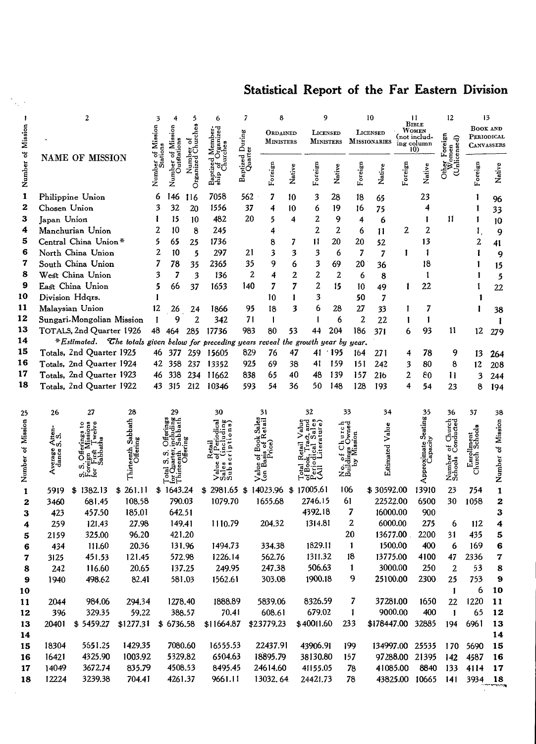## Statistical Report of the Far Eastern Division

| 1 | 2 | 3 | 4 | 5 | 6 | 7 | 8 | | 9 | | 10 | | 11 | | 12 | 13 | |
|---|---|---|---|---|---|---|---|---|---|---|---|---|---|---|---|---|---|
| Number of Mission | NAME OF MISSION | Number of Mission Stations | Number of Mission Outstations | Number of Organized Churches | Baptized Membership of Organized Churches | Baptized During Quarter | Ordained Ministers | | Licensed Ministers | | Licensed Missionaries | | Bible Women (not including column 10) | | Other Foreign Women (Unlicensed) | Book and Periodical Canvassers | |
| | | | | | | | Foreign | Native | Foreign | Native | Foreign | Native | Foreign | Native | | Foreign | Native |
| 1 | Philippine Union | 6 | 146 | 116 | 7058 | 562 | 7 | 10 | 3 | 28 | 18 | 65 | | 23 | | 1 | 96 |
| 2 | Chosen Union | 3 | 32 | 20 | 1556 | 37 | 4 | 10 | 6 | 19 | 16 | 75 | | 4 | | 1 | 33 |
| 3 | Japan Union | 1 | 15 | 10 | 482 | 20 | 5 | 4 | 2 | 9 | 4 | 6 | | 1 | 11 | 1 | 10 |
| 4 | Manchurian Union | 2 | 10 | 8 | 245 | | 4 | | 2 | 2 | 6 | 11 | 2 | 2 | | 1 | 9 |
| 5 | Central China Union* | 5 | 65 | 25 | 1736 | | 8 | 7 | 11 | 20 | 20 | 52 | | 13 | | 2 | 41 |
| 6 | North China Union | 2 | 10 | 5 | 297 | 21 | 3 | 3 | 3 | 6 | 7 | 7 | 1 | 1 | | 1 | 9 |
| 7 | South China Union | 7 | 78 | 35 | 2365 | 35 | 9 | 6 | 3 | 69 | 20 | 36 | | 18 | | 1 | 15 |
| 8 | West China Union | 3 | 7 | 3 | 136 | 2 | 4 | 2 | 2 | 2 | 6 | 8 | | 1 | | 1 | 5 |
| 9 | East China Union | 5 | 66 | 37 | 1653 | 140 | 7 | 7 | 2 | 15 | 10 | 49 | 1 | 22 | | 1 | 22 |
| 10 | Division Hdqrs. | 1 | | | | | 10 | 1 | 3 | | 50 | 7 | | | | 1 | |
| 11 | Malaysian Union | 12 | 26 | 24 | 1866 | 95 | 18 | 3 | 6 | 28 | 27 | 33 | 1 | 7 | | 1 | 38 |
| 12 | Sungari-Mongolian Mission | 1 | 9 | 2 | 342 | 71 | 1 | | 1 | 6 | 2 | 22 | 1 | 1 | | | 1 |
| 13 | TOTALS, 2nd Quarter 1926 | 48 | 464 | 285 | 17736 | 983 | 80 | 53 | 44 | 204 | 186 | 371 | 6 | 93 | 11 | 12 | 279 |
| 14 | *Estimated. *The totals given below for preceding years reveal the growth year by year.* | | | | | | | | | | | | | | | | |
| 15 | Totals, 2nd Quarter 1925 | 46 | 377 | 259 | 15605 | 829 | 76 | 47 | 41 | 195 | 164 | 271 | 4 | 78 | 9 | 13 | 264 |
| 16 | Totals, 2nd Quarter 1924 | 42 | 358 | 237 | 13352 | 925 | 69 | 38 | 41 | 159 | 151 | 242 | 3 | 80 | 8 | 12 | 208 |
| 17 | Totals, 2nd Quarter 1923 | 46 | 338 | 234 | 11662 | 838 | 65 | 40 | 48 | 139 | 157 | 216 | 2 | 80 | 11 | 3 | 244 |
| 18 | Totals, 2nd Quarter 1922 | 43 | 315 | 212 | 10346 | 593 | 54 | 36 | 50 | 148 | 128 | 193 | 4 | 54 | 23 | 8 | 194 |

| 25 | 26 | 27 | 28 | 29 | 30 | 31 | 32 | 33 | 34 | 35 | 36 | 37 | 38 |
|---|---|---|---|---|---|---|---|---|---|---|---|---|---|
| Number of Mission | Average Attendance S.S. | S.S. Offerings to Foreign Missions for First Twelve Sabbaths | Thirteenth Sabbath Offering | Total S.S. Offerings for Quarter, including Thirteenth Sabbath Offering | Retail Value of Periodical Sales (including Subscriptions) | Value of Book Sales (on Basis of Retail Price) | Total Retail Value of Book, Tract, and Periodical Sales (All Literature) | No. of Church Buildings Owned by Mission | Estimated Value | Approximate Seating Capacity | Number of Church Schools Conducted | Enrollment Church Schools | Number of Mission |
| 1 | 5919 | $ 1382.13 | $ 261.11 | $ 1643.24 | $ 2981.65 | $ 14023.96 | $ 17005.61 | 106 | $ 30592.00 | 13910 | 23 | 754 | 1 |
| 2 | 3460 | 681.45 | 108.58 | 790.03 | 1079.70 | 1655.68 | 2746.15 | 61 | 22522.00 | 6500 | 30 | 1058 | 2 |
| 3 | 423 | 457.50 | 185.01 | 642.51 | | | 4392.18 | 7 | 16000.00 | 900 | | | 3 |
| 4 | 259 | 121.43 | 27.98 | 149.41 | 1110.79 | 204.32 | 1314.81 | 2 | 6000.00 | 275 | 6 | 112 | 4 |
| 5 | 2159 | 325.00 | 96.20 | 421.20 | | | | 20 | 13677.00 | 2200 | 31 | 435 | 5 |
| 6 | 434 | 111.60 | 20.36 | 131.96 | 1494.73 | 334.38 | 1829.11 | 1 | 1500.00 | 400 | 6 | 169 | 6 |
| 7 | 3125 | 451.53 | 121.45 | 572.98 | 1226.14 | 562.76 | 1311.32 | 18 | 13775.00 | 4100 | 47 | 2336 | 7 |
| 8 | 242 | 116.60 | 20.65 | 137.25 | 249.95 | 247.38 | 506.63 | 1 | 3000.00 | 250 | 2 | 53 | 8 |
| 9 | 1940 | 498.62 | 82.41 | 581.03 | 1562.61 | 303.08 | 1900.18 | 9 | 25100.00 | 2300 | 25 | 753 | 9 |
| 10 | | | | | | | | | | | 1 | 6 | 10 |
| 11 | 2044 | 984.06 | 294.34 | 1278.40 | 1888.89 | 5839.06 | 8326.59 | 7 | 37281.00 | 1650 | 22 | 1220 | 11 |
| 12 | 396 | 329.35 | 59.22 | 388.57 | 70.41 | 608.61 | 679.02 | 1 | 9000.00 | 400 | 1 | 65 | 12 |
| 13 | 20401 | $ 5459.27 | $1277.31 | $ 6736.58 | $11664.87 | $23779.23 | $40011.60 | 233 | $178447.00 | 32885 | 194 | 6961 | 13 |
| 14 | | | | | | | | | | | | | 14 |
| 15 | 18304 | 5651.25 | 1429.35 | 7080.60 | 16555.53 | 22437.91 | 43906.91 | 199 | 134997.00 | 25535 | 170 | 5690 | 15 |
| 16 | 16421 | 4325.90 | 1003.92 | 5329.82 | 6504.63 | 18895.79 | 38130.80 | 157 | 97288.00 | 21395 | 142 | 4587 | 16 |
| 17 | 14049 | 3672.74 | 835.79 | 4508.53 | 8495.45 | 24614.60 | 41155.05 | 78 | 41085.00 | 8840 | 133 | 4114 | 17 |
| 18 | 12224 | 3239.38 | 704.41 | 4261.37 | 9661.11 | 13032.64 | 24421.73 | 78 | 43825.00 | 10665 | 141 | 3934 | 18 |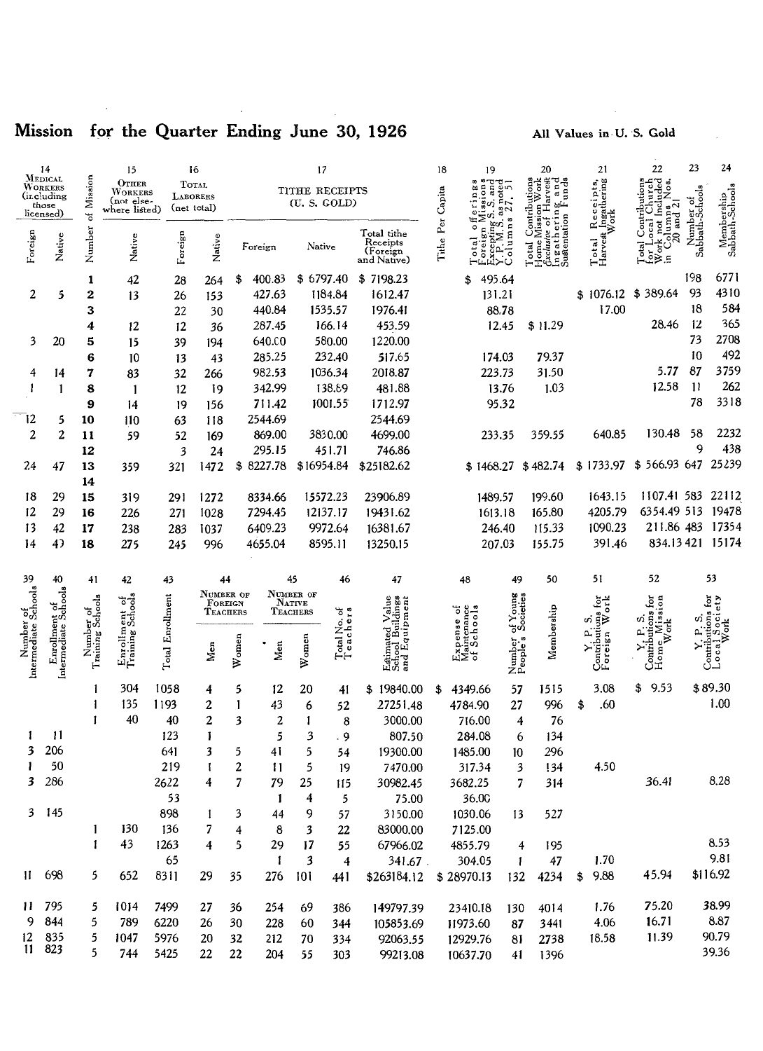## Mission for the Quarter Ending June 30, 1926

All Values in U. S. Gold

| 14 Medical Workers (including those licensed) | | | 15 Other Workers (not elsewhere listed) | 16 Total Laborers (net total) | | 17 Tithe Receipts (U. S. Gold) | | | 18 | 19 | 20 | 21 | 22 | 23 | 24 |
|---|---|---|---|---|---|---|---|---|---|---|---|---|---|---|---|
| Foreign | Native | Number of Mission | Native | Foreign | Native | Foreign | Native | Total tithe Receipts (Foreign and Native) | Tithe Per Capita | Total offerings Foreign Missions Excepting S.S. and Y.P.M.S. as noted Columns 27, 51 | Total Contributions Home Mission Work *Exclusive* of Harvest Ingathering and Sustentation Funds | Total Receipts, Harvest Ingathering Work | Total Contributions for Local Church Work not Included in Columns Nos. 20 and 21 | Number of Sabbath-Schools | Membership Sabbath-Schools |
| | | 1 | 42 | 28 | 264 | $ 400.83 | $ 6797.40 | $ 7198.23 | | $ 495.64 | | | | 198 | 6771 |
| 2 | 5 | 2 | 13 | 26 | 153 | 427.63 | 1184.84 | 1612.47 | | 131.21 | | $ 1076.12 | $ 389.64 | 93 | 4310 |
| | | 3 | | 22 | 30 | 440.84 | 1535.57 | 1976.41 | | 88.78 | | 17.00 | | 18 | 584 |
| | | 4 | 12 | 12 | 36 | 287.45 | 166.14 | 453.59 | | 12.45 | $ 11.29 | | 28.46 | 12 | 365 |
| 3 | 20 | 5 | 15 | 39 | 194 | 640.00 | 580.00 | 1220.00 | | | | | | 73 | 2708 |
| | | 6 | 10 | 13 | 43 | 285.25 | 232.40 | 517.65 | | 174.03 | 79.37 | | | 10 | 492 |
| 4 | 14 | 7 | 83 | 32 | 266 | 982.53 | 1036.34 | 2018.87 | | 223.73 | 31.50 | | 5.77 | 87 | 3759 |
| 1 | 1 | 8 | 1 | 12 | 19 | 342.99 | 138.89 | 481.88 | | 13.76 | 1.03 | | 12.58 | 11 | 262 |
| | | 9 | 14 | 19 | 156 | 711.42 | 1001.55 | 1712.97 | | 95.32 | | | | 78 | 3318 |
| 12 | 5 | 10 | 110 | 63 | 118 | 2544.69 | | 2544.69 | | | | | | | |
| 2 | 2 | 11 | 59 | 52 | 169 | 869.00 | 3830.00 | 4699.00 | | 233.35 | 359.55 | 640.85 | 130.48 | 58 | 2232 |
| | | 12 | | 3 | 24 | 295.15 | 451.71 | 746.86 | | | | | | 9 | 438 |
| 24 | 47 | 13 | 359 | 321 | 1472 | $ 8227.78 | $16954.84 | $25182.62 | | $ 1468.27 | $ 482.74 | $ 1733.97 | $ 566.93 | 647 | 25239 |
| | | 14 | | | | | | | | | | | | | |
| 18 | 29 | 15 | 319 | 291 | 1272 | 8334.66 | 15572.23 | 23906.89 | | 1489.57 | 199.60 | 1643.15 | 1107.41 | 583 | 22112 |
| 12 | 29 | 16 | 226 | 271 | 1028 | 7294.45 | 12137.17 | 19431.62 | | 1613.18 | 165.80 | 4205.79 | 6354.49 | 513 | 19478 |
| 13 | 42 | 17 | 238 | 283 | 1037 | 6409.23 | 9972.64 | 16381.67 | | 246.40 | 115.33 | 1090.23 | 211.86 | 483 | 17354 |
| 14 | 43 | 18 | 275 | 245 | 996 | 4655.04 | 8595.11 | 13250.15 | | 207.03 | 155.75 | 391.46 | 834.13 | 421 | 15174 |

| 39 | 40 | 41 | 42 | 43 | 44 Number of Foreign Teachers | | 45 Number of Native Teachers | | 46 | 47 | 48 | 49 | 50 | 51 | 52 | 53 |
|---|---|---|---|---|---|---|---|---|---|---|---|---|---|---|---|---|
| Number of Intermediate Schools | Enrollment of Intermediate Schools | Number of Training Schools | Enrollment of Training Schools | Total Enrollment | Men | Women | Men | Women | Total No. of Teachers | Estimated Value School Buildings and Equipment | Expense of Maintenance of Schools | Number of Young People's Societies | Membership | Y. P. S. Contributions for Foreign Work | Y. P. S. Contributions for Home Mission Work | Y. P. S. Contributions for Local Society Work |
| | | 1 | 304 | 1058 | 4 | 5 | 12 | 20 | 41 | $ 19840.00 | $ 4349.66 | 57 | 1515 | 3.08 | $ 9.53 | $89.30 |
| | | 1 | 135 | 1193 | 2 | 1 | 43 | 6 | 52 | 27251.48 | 4784.90 | 27 | 996 | $ .60 | | 1.00 |
| | | 1 | 40 | 40 | 2 | 3 | 2 | 1 | 8 | 3000.00 | 716.00 | 4 | 76 | | | |
| 1 | 11 | | | 123 | 1 | | 5 | 3 | 9 | 807.50 | 284.08 | 6 | 134 | | | |
| 3 | 206 | | | 641 | 3 | 5 | 41 | 5 | 54 | 19300.00 | 1485.00 | 10 | 296 | | | |
| 1 | 50 | | | 219 | 1 | 2 | 11 | 5 | 19 | 7470.00 | 317.34 | 3 | 134 | 4.50 | | |
| 3 | 286 | | | 2622 | 4 | 7 | 79 | 25 | 115 | 30982.45 | 3682.25 | 7 | 314 | | 36.41 | 8.28 |
| | | | | 53 | | | 1 | 4 | 5 | 75.00 | 36.00 | | | | | |
| 3 | 145 | | | 898 | 1 | 3 | 44 | 9 | 57 | 3150.00 | 1030.06 | 13 | 527 | | | |
| | | 1 | 130 | 136 | 7 | 4 | 8 | 3 | 22 | 83000.00 | 7125.00 | | | | | |
| | | 1 | 43 | 1263 | 4 | 5 | 29 | 17 | 55 | 67966.02 | 4855.79 | 4 | 195 | | | 8.53 |
| | | | | 65 | | | 1 | 3 | 4 | 341.67 | 304.05 | 1 | 47 | 1.70 | | 9.81 |
| 11 | 698 | 5 | 652 | 8311 | 29 | 35 | 276 | 101 | 441 | $263184.12 | $ 28970.13 | 132 | 4234 | $ 9.88 | 45.94 | $116.92 |
| | | | | | | | | | | | | | | | | |
| 11 | 795 | 5 | 1014 | 7499 | 27 | 36 | 254 | 69 | 386 | 149797.39 | 23410.18 | 130 | 4014 | 1.76 | 75.20 | 38.99 |
| 9 | 844 | 5 | 789 | 6220 | 26 | 30 | 228 | 60 | 344 | 105853.69 | 11973.60 | 87 | 3441 | 4.06 | 16.71 | 8.87 |
| 12 | 835 | 5 | 1047 | 5976 | 20 | 32 | 212 | 70 | 334 | 92063.55 | 12929.76 | 81 | 2738 | 18.58 | 11.39 | 90.79 |
| 11 | 823 | 5 | 744 | 5425 | 22 | 22 | 204 | 55 | 303 | 99213.08 | 10637.70 | 41 | 1396 | | | 39.36 |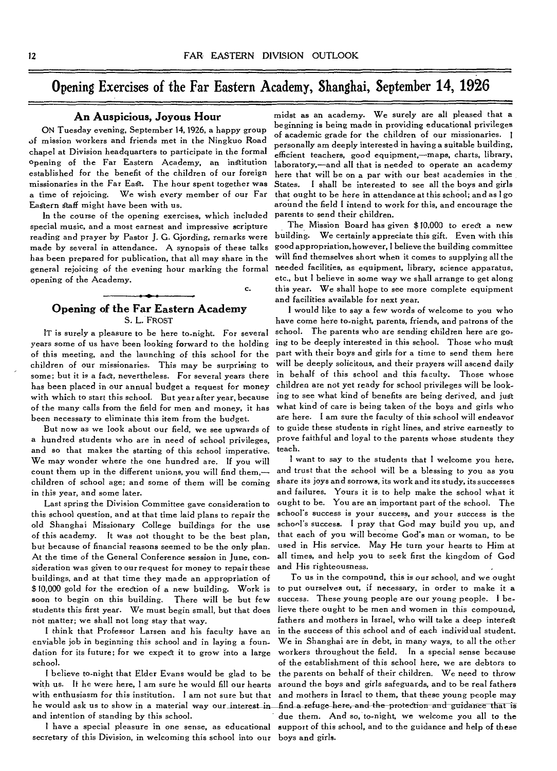# Opening Exercises of the Far Eastern Academy, Shanghai, September 14, 1926

## An Auspicious, Joyous Hour

ON Tuesday evening, September 14, 1926, a happy group of mission workers and friends met in the Ningkuo Road chapel at Division headquarters to participate in the formal opening of the Far Eastern Academy, an institution established for the benefit of the children of our foreign missionaries in the Far East. The hour spent together was a time of rejoicing. We wish every member of our Far Eastern staff might have been with us.

In the course of the opening exercises, which included special music, and a most earnest and impressive scripture reading and prayer by Pastor J. G. Gjording, remarks were made by several in attendance. A synopsis of these talks has been prepared for publication, that all may share in the general rejoicing of the evening hour marking the formal opening of the Academy.

C.

## Opening of the Far Eastern Academy

S. L. FROST

IT is surely a pleasure to be here to-night. For several years some of us have been looking forward to the holding of this meeting, and the launching of this school for the children of our missionaries. This may be surprising to some; but it is a fact, nevertheless. For several years there has been placed in our annual budget a request for money with which to start this school. But year after year, because of the many calls from the field for men and money, it has been necessary to eliminate this item from the budget.

But now as we look about our field, we see upwards of a hundred students who are in need of school privileges, and so that makes the starting of this school imperative. We may wonder where the one hundred are. If you will count them up in the different unions, you will find them,—children of school age; and some of them will be coming in this year, and some later.

Last spring the Division Committee gave consideration to this school question, and at that time laid plans to repair the old Shanghai Missionary College buildings for the use of this academy. It was not thought to be the best plan, but because of financial reasons seemed to be the only plan. At the time of the General Conference session in June, consideration was given to our request for money to repair these buildings, and at that time they made an appropriation of $10,000 gold for the erection of a new building. Work is soon to begin on this building. There will be but few students this first year. We must begin small, but that does not matter; we shall not long stay that way.

I think that Professor Larsen and his faculty have an enviable job in beginning this school and in laying a foundation for its future; for we expect it to grow into a large school.

I believe to-night that Elder Evans would be glad to be with us. If he were here, I am sure he would fill our hearts with enthusiasm for this institution. I am not sure but that he would ask us to show in a material way our interest in and intention of standing by this school.

I have a special pleasure in one sense, as educational secretary of this Division, in welcoming this school into our midst as an academy. We surely are all pleased that a beginning is being made in providing educational privileges of academic grade for the children of our missionaries. I personally am deeply interested in having a suitable building, efficient teachers, good equipment,—maps, charts, library, laboratory,—and all that is needed to operate an academy here that will be on a par with our best academies in the States. I shall be interested to see all the boys and girls that ought to be here in attendance at this school; and as I go around the field I intend to work for this, and encourage the parents to send their children.

The Mission Board has given $10,000 to erect a new building. We certainly appreciate this gift. Even with this good appropriation, however, I believe the building committee will find themselves short when it comes to supplying all the needed facilities, as equipment, library, science apparatus, etc., but I believe in some way we shall arrange to get along this year. We shall hope to see more complete equipment and facilities available for next year.

I would like to say a few words of welcome to you who have come here to-night, parents, friends, and patrons of the school. The parents who are sending children here are going to be deeply interested in this school. Those who must part with their boys and girls for a time to send them here will be deeply solicitous, and their prayers will ascend daily in behalf of this school and this faculty. Those whose children are not yet ready for school privileges will be looking to see what kind of benefits are being derived, and just what kind of care is being taken of the boys and girls who are here. I am sure the faculty of this school will endeavor to guide these students in right lines, and strive earnestly to prove faithful and loyal to the parents whose students they teach.

I want to say to the students that I welcome you here, and trust that the school will be a blessing to you as you share its joys and sorrows, its work and its study, its successes and failures. Yours it is to help make the school what it ought to be. You are an important part of the school. The school's success is your success, and your success is the school's success. I pray that God may build you up, and that each of you will become God's man or woman, to be used in His service. May He turn your hearts to Him at all times, and help you to seek first the kingdom of God and His righteousness.

To us in the compound, this is our school, and we ought to put ourselves out, if necessary, in order to make it a success. These young people are our young people. I believe there ought to be men and women in this compound, fathers and mothers in Israel, who will take a deep interest in the success of this school and of each individual student. We in Shanghai are in debt, in many ways, to all the other workers throughout the field. In a special sense because of the establishment of this school here, we are debtors to the parents on behalf of their children. We need to throw around the boys and girls safeguards, and to be real fathers and mothers in Israel to them, that these young people may find a refuge here, and the protection and guidance that is due them. And so, to-night, we welcome you all to the support of this school, and to the guidance and help of these boys and girls.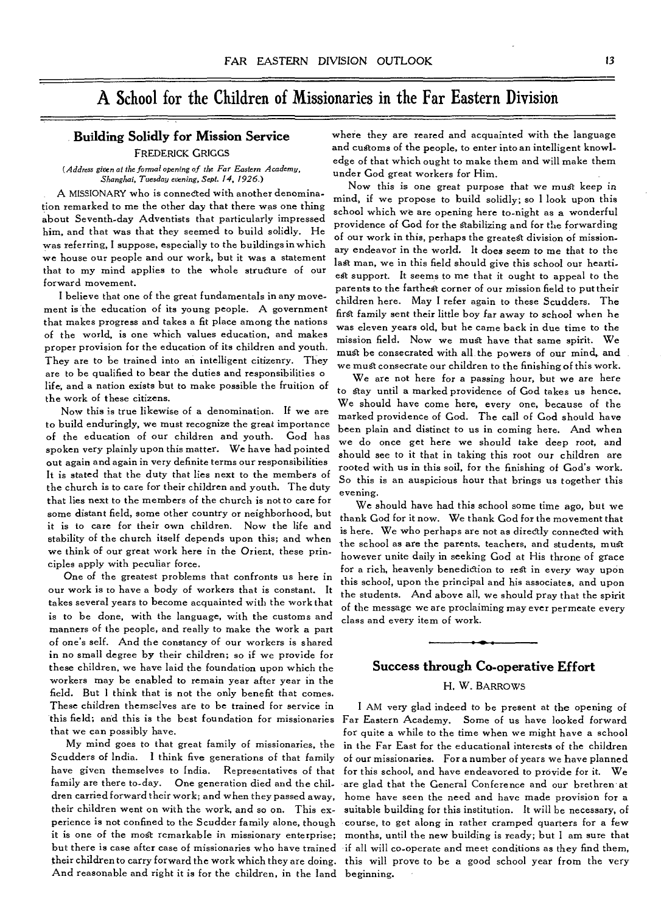# A School for the Children of Missionaries in the Far Eastern Division

## Building Solidly for Mission Service

FREDERICK GRIGGS

*(Address given at the formal opening of the Far Eastern Academy, Shanghai, Tuesday evening, Sept. 14, 1926.)*

A MISSIONARY who is connected with another denomination remarked to me the other day that there was one thing about Seventh-day Adventists that particularly impressed him, and that was that they seemed to build solidly. He was referring, I suppose, especially to the buildings in which we house our people and our work, but it was a statement that to my mind applies to the whole structure of our forward movement.

I believe that one of the great fundamentals in any movement is the education of its young people. A government that makes progress and takes a fit place among the nations of the world, is one which values education, and makes proper provision for the education of its children and youth. They are to be trained into an intelligent citizenry. They are to be qualified to bear the duties and responsibilities o life, and a nation exists but to make possible the fruition of the work of these citizens.

Now this is true likewise of a denomination. If we are to build enduringly, we must recognize the great importance of the education of our children and youth. God has spoken very plainly upon this matter. We have had pointed out again and again in very definite terms our responsibilities It is stated that the duty that lies next to the members of the church is to care for their children and youth. The duty that lies next to the members of the church is not to care for some distant field, some other country or neighborhood, but it is to care for their own children. Now the life and stability of the church itself depends upon this; and when we think of our great work here in the Orient, these principles apply with peculiar force.

One of the greatest problems that confronts us here in our work is to have a body of workers that is constant. It takes several years to become acquainted with the work that is to be done, with the language, with the customs and manners of the people, and really to make the work a part of one's self. And the constancy of our workers is shared in no small degree by their children; so if we provide for these children, we have laid the foundation upon which the workers may be enabled to remain year after year in the field. But I think that is not the only benefit that comes. These children themselves are to be trained for service in this field; and this is the best foundation for missionaries that we can possibly have.

My mind goes to that great family of missionaries, the Scudders of India. I think five generations of that family have given themselves to India. Representatives of that family are there to-day. One generation died and the children carried forward their work; and when they passed away, their children went on with the work, and so on. This experience is not confined to the Scudder family alone, though it is one of the most remarkable in missionary enterprise; but there is case after case of missionaries who have trained their children to carry forward the work which they are doing. And reasonable and right it is for the children, in the land where they are reared and acquainted with the language and customs of the people, to enter into an intelligent knowledge of that which ought to make them and will make them under God great workers for Him.

Now this is one great purpose that we must keep in mind, if we propose to build solidly; so I look upon this school which we are opening here to-night as a wonderful providence of God for the stabilizing and for the forwarding of our work in this, perhaps the greatest division of missionary endeavor in the world. It does seem to me that to the last man, we in this field should give this school our heartiest support. It seems to me that it ought to appeal to the parents to the farthest corner of our mission field to put their children here. May I refer again to these Scudders. The first family sent their little boy far away to school when he was eleven years old, but he came back in due time to the mission field. Now we must have that same spirit. We must be consecrated with all the powers of our mind, and we must consecrate our children to the finishing of this work.

We are not here for a passing hour, but we are here to stay until a marked providence of God takes us hence. We should have come here, every one, because of the marked providence of God. The call of God should have been plain and distinct to us in coming here. And when we do once get here we should take deep root, and should see to it that in taking this root our children are rooted with us in this soil, for the finishing of God's work. So this is an auspicious hour that brings us together this evening.

We should have had this school some time ago, but we thank God for it now. We thank God for the movement that is here. We who perhaps are not as directly connected with the school as are the parents, teachers, and students, must however unite daily in seeking God at His throne of grace for a rich, heavenly benediction to rest in every way upon this school, upon the principal and his associates, and upon the students. And above all, we should pray that the spirit of the message we are proclaiming may ever permeate every class and every item of work.

## Success through Co-operative Effort

H. W. BARROWS

I AM very glad indeed to be present at the opening of Far Eastern Academy. Some of us have looked forward for quite a while to the time when we might have a school in the Far East for the educational interests of the children of our missionaries. For a number of years we have planned for this school, and have endeavored to provide for it. We are glad that the General Conference and our brethren at home have seen the need and have made provision for a suitable building for this institution. It will be necessary, of course, to get along in rather cramped quarters for a few months, until the new building is ready; but I am sure that if all will co-operate and meet conditions as they find them, this will prove to be a good school year from the very beginning.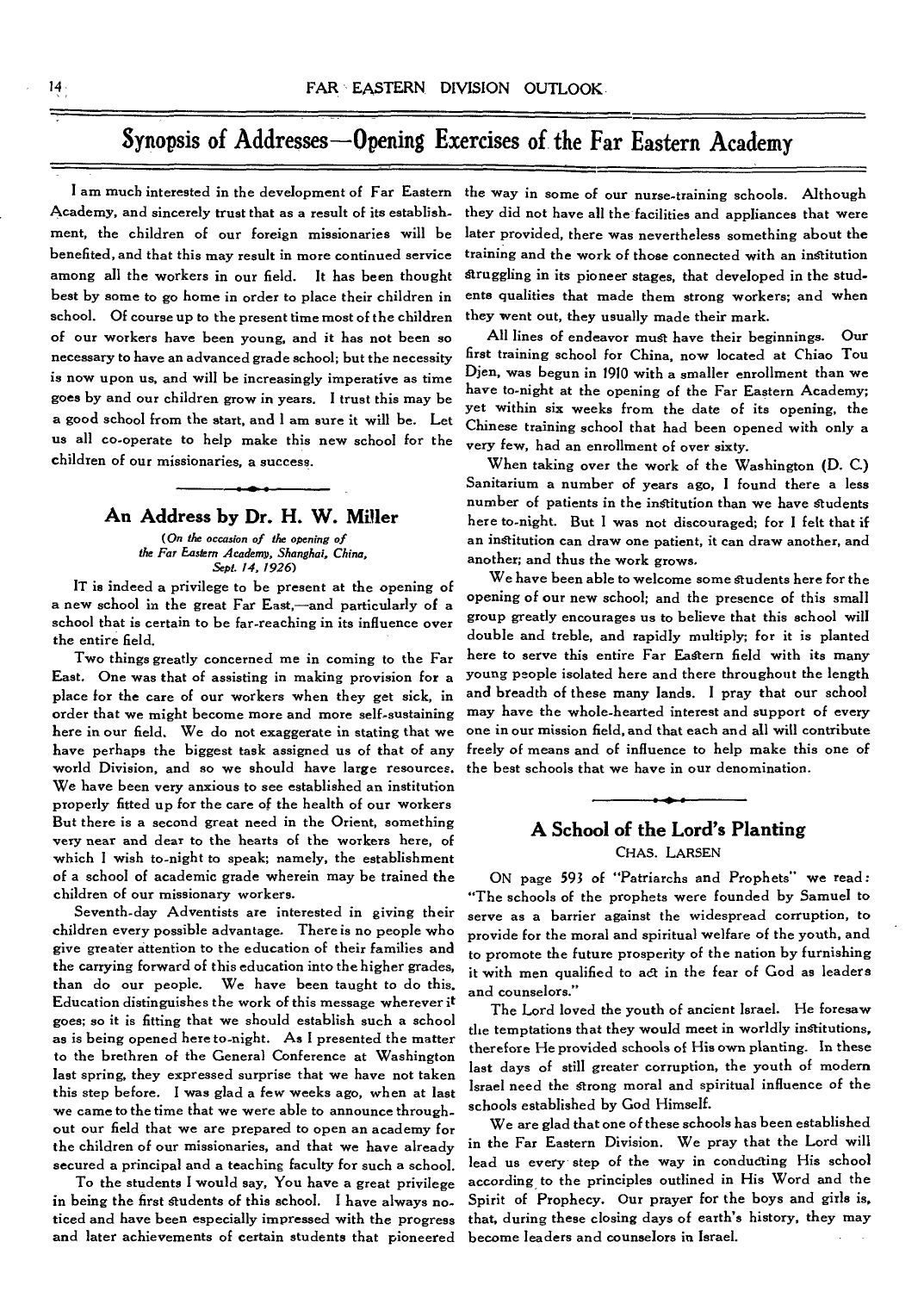## Synopsis of Addresses—Opening Exercises of the Far Eastern Academy

I am much interested in the development of Far Eastern Academy, and sincerely trust that as a result of its establishment, the children of our foreign missionaries will be benefited, and that this may result in more continued service among all the workers in our field. It has been thought best by some to go home in order to place their children in school. Of course up to the present time most of the children of our workers have been young, and it has not been so necessary to have an advanced grade school; but the necessity is now upon us, and will be increasingly imperative as time goes by and our children grow in years. I trust this may be a good school from the start, and I am sure it will be. Let us all co-operate to help make this new school for the children of our missionaries, a success.

### An Address by Dr. H. W. Miller

*(On the occasion of the opening of the Far Eastern Academy, Shanghai, China, Sept. 14, 1926)*

IT is indeed a privilege to be present at the opening of a new school in the great Far East,—and particularly of a school that is certain to be far-reaching in its influence over the entire field.

Two things greatly concerned me in coming to the Far East. One was that of assisting in making provision for a place for the care of our workers when they get sick, in order that we might become more and more self-sustaining here in our field. We do not exaggerate in stating that we have perhaps the biggest task assigned us of that of any world Division, and so we should have large resources. We have been very anxious to see established an institution properly fitted up for the care of the health of our workers But there is a second great need in the Orient, something very near and dear to the hearts of the workers here, of which I wish to-night to speak; namely, the establishment of a school of academic grade wherein may be trained the children of our missionary workers.

Seventh-day Adventists are interested in giving their children every possible advantage. There is no people who give greater attention to the education of their families and the carrying forward of this education into the higher grades, than do our people. We have been taught to do this. Education distinguishes the work of this message wherever it goes; so it is fitting that we should establish such a school as is being opened here to-night. As I presented the matter to the brethren of the General Conference at Washington last spring, they expressed surprise that we have not taken this step before. I was glad a few weeks ago, when at last we came to the time that we were able to announce throughout our field that we are prepared to open an academy for the children of our missionaries, and that we have already secured a principal and a teaching faculty for such a school.

To the students I would say, You have a great privilege in being the first students of this school. I have always noticed and have been especially impressed with the progress and later achievements of certain students that pioneered the way in some of our nurse-training schools. Although they did not have all the facilities and appliances that were later provided, there was nevertheless something about the training and the work of those connected with an institution struggling in its pioneer stages, that developed in the students qualities that made them strong workers; and when they went out, they usually made their mark.

All lines of endeavor must have their beginnings. Our first training school for China, now located at Chiao Tou Djen, was begun in 1910 with a smaller enrollment than we have to-night at the opening of the Far Eastern Academy; yet within six weeks from the date of its opening, the Chinese training school that had been opened with only a very few, had an enrollment of over sixty.

When taking over the work of the Washington (D. C.) Sanitarium a number of years ago, I found there a less number of patients in the institution than we have students here to-night. But I was not discouraged; for I felt that if an institution can draw one patient, it can draw another, and another; and thus the work grows.

We have been able to welcome some students here for the opening of our new school; and the presence of this small group greatly encourages us to believe that this school will double and treble, and rapidly multiply; for it is planted here to serve this entire Far Eastern field with its many young people isolated here and there throughout the length and breadth of these many lands. I pray that our school may have the whole-hearted interest and support of every one in our mission field, and that each and all will contribute freely of means and of influence to help make this one of the best schools that we have in our denomination.

### A School of the Lord's Planting

CHAS. LARSEN

ON page 593 of "Patriarchs and Prophets" we read: "The schools of the prophets were founded by Samuel to serve as a barrier against the widespread corruption, to provide for the moral and spiritual welfare of the youth, and to promote the future prosperity of the nation by furnishing it with men qualified to act in the fear of God as leaders and counselors."

The Lord loved the youth of ancient Israel. He foresaw the temptations that they would meet in worldly institutions, therefore He provided schools of His own planting. In these last days of still greater corruption, the youth of modern Israel need the strong moral and spiritual influence of the schools established by God Himself.

We are glad that one of these schools has been established in the Far Eastern Division. We pray that the Lord will lead us every step of the way in conducting His school according to the principles outlined in His Word and the Spirit of Prophecy. Our prayer for the boys and girls is, that, during these closing days of earth's history, they may become leaders and counselors in Israel.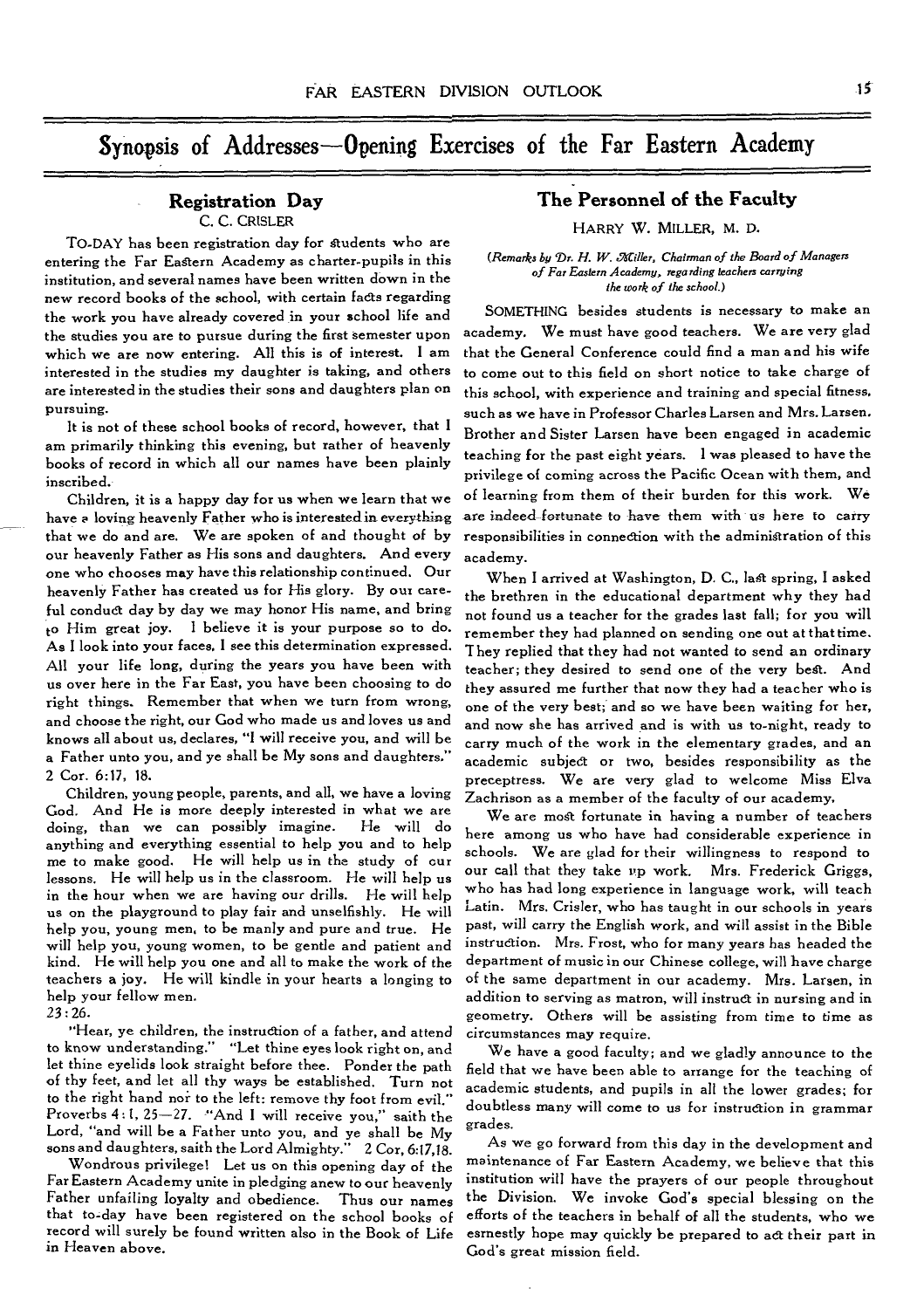# Synopsis of Addresses—Opening Exercises of the Far Eastern Academy

## Registration Day

C. C. CRISLER

TO-DAY has been registration day for students who are entering the Far Eastern Academy as charter-pupils in this institution, and several names have been written down in the new record books of the school, with certain facts regarding the work you have already covered in your school life and the studies you are to pursue during the first semester upon which we are now entering. All this is of interest. I am interested in the studies my daughter is taking, and others are interested in the studies their sons and daughters plan on pursuing.

It is not of these school books of record, however, that I am primarily thinking this evening, but rather of heavenly books of record in which all our names have been plainly inscribed.

Children, it is a happy day for us when we learn that we have a loving heavenly Father who is interested in everything that we do and are. We are spoken of and thought of by our heavenly Father as His sons and daughters. And every one who chooses may have this relationship continued. Our heavenly Father has created us for His glory. By our careful conduct day by day we may honor His name, and bring to Him great joy. I believe it is your purpose so to do. As I look into your faces, I see this determination expressed. All your life long, during the years you have been with us over here in the Far East, you have been choosing to do right things. Remember that when we turn from wrong, and choose the right, our God who made us and loves us and knows all about us, declares, "I will receive you, and will be a Father unto you, and ye shall be My sons and daughters." 2 Cor. 6:17, 18.

Children, young people, parents, and all, we have a loving God. And He is more deeply interested in what we are doing, than we can possibly imagine. He will do anything and everything essential to help you and to help me to make good. He will help us in the study of our lessons. He will help us in the classroom. He will help us in the hour when we are having our drills. He will help us on the playground to play fair and unselfishly. He will help you, young men, to be manly and pure and true. He will help you, young women, to be gentle and patient and kind. He will help you one and all to make the work of the teachers a joy. He will kindle in your hearts a longing to help your fellow men.

23:26.

"Hear, ye children, the instruction of a father, and attend to know understanding." "Let thine eyes look right on, and let thine eyelids look straight before thee. Ponder the path of thy feet, and let all thy ways be established. Turn not to the right hand nor to the left: remove thy foot from evil." Proverbs 4:1, 25—27. "And I will receive you," saith the Lord, "and will be a Father unto you, and ye shall be My sons and daughters, saith the Lord Almighty." 2 Cor. 6:17,18.

Wondrous privilege! Let us on this opening day of the Far Eastern Academy unite in pledging anew to our heavenly Father unfailing loyalty and obedience. Thus our names that to-day have been registered on the school books of record will surely be found written also in the Book of Life in Heaven above.

## The Personnel of the Faculty

HARRY W. MILLER, M. D.

*(Remarks by Dr. H. W. Miller, Chairman of the Board of Managers of Far Eastern Academy, regarding teachers carrying the work of the school.)*

SOMETHING besides students is necessary to make an academy. We must have good teachers. We are very glad that the General Conference could find a man and his wife to come out to this field on short notice to take charge of this school, with experience and training and special fitness, such as we have in Professor Charles Larsen and Mrs. Larsen. Brother and Sister Larsen have been engaged in academic teaching for the past eight years. I was pleased to have the privilege of coming across the Pacific Ocean with them, and of learning from them of their burden for this work. We are indeed fortunate to have them with us here to carry responsibilities in connection with the administration of this academy.

When I arrived at Washington, D. C., last spring, I asked the brethren in the educational department why they had not found us a teacher for the grades last fall; for you will remember they had planned on sending one out at that time. They replied that they had not wanted to send an ordinary teacher; they desired to send one of the very best. And they assured me further that now they had a teacher who is one of the very best; and so we have been waiting for her, and now she has arrived and is with us to-night, ready to carry much of the work in the elementary grades, and an academic subject or two, besides responsibility as the preceptress. We are very glad to welcome Miss Elva Zachrison as a member of the faculty of our academy.

We are most fortunate in having a number of teachers here among us who have had considerable experience in schools. We are glad for their willingness to respond to our call that they take up work. Mrs. Frederick Griggs, who has had long experience in language work, will teach Latin. Mrs. Crisler, who has taught in our schools in years past, will carry the English work, and will assist in the Bible instruction. Mrs. Frost, who for many years has headed the department of music in our Chinese college, will have charge of the same department in our academy. Mrs. Larsen, in addition to serving as matron, will instruct in nursing and in geometry. Others will be assisting from time to time as circumstances may require.

We have a good faculty; and we gladly announce to the field that we have been able to arrange for the teaching of academic students, and pupils in all the lower grades; for doubtless many will come to us for instruction in grammar grades.

As we go forward from this day in the development and maintenance of Far Eastern Academy, we believe that this institution will have the prayers of our people throughout the Division. We invoke God's special blessing on the efforts of the teachers in behalf of all the students, who we earnestly hope may quickly be prepared to act their part in God's great mission field.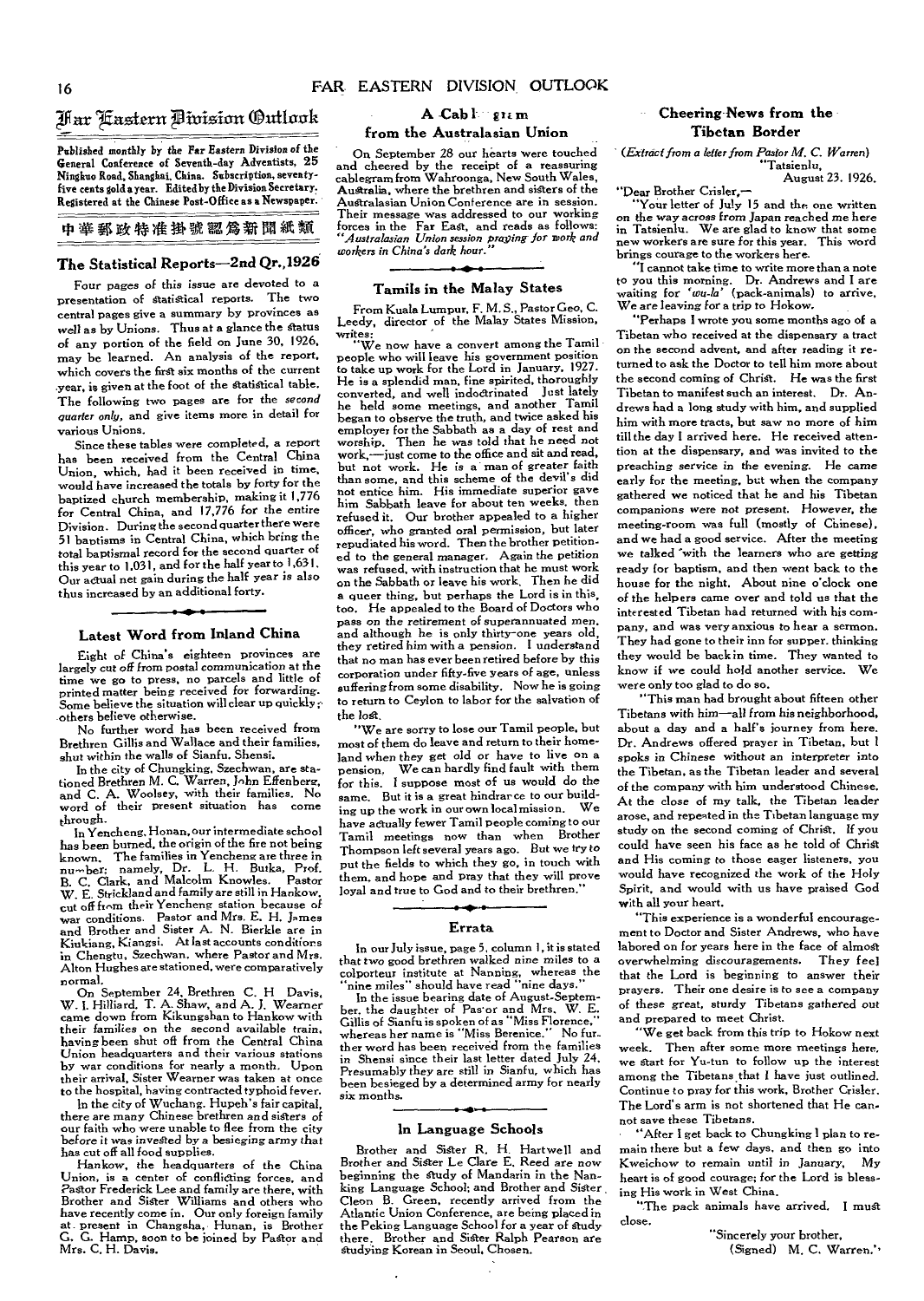# Far Eastern Division Outlook

Published monthly by the Far Eastern Division of the General Conference of Seventh-day Adventists, 25 Ningkuo Road, Shanghai, China. Subscription, seventy-five cents gold a year. Edited by the Division Secretary. Registered at the Chinese Post-Office as a Newspaper.

中華郵政特准掛號認爲新聞紙類

## The Statistical Reports—2nd Qr., 1926

Four pages of this issue are devoted to a presentation of statistical reports. The two central pages give a summary by provinces as well as by Unions. Thus at a glance the status of any portion of the field on June 30, 1926, may be learned. An analysis of the report, which covers the first six months of the current year, is given at the foot of the statistical table. The following two pages are for the *second quarter only*, and give items more in detail for various Unions.

Since these tables were completed, a report has been received from the Central China Union, which, had it been received in time, would have increased the totals by forty for the baptized church membership, making it 1,776 for Central China, and 17,776 for the entire Division. During the second quarter there were 51 baptisms in Central China, which bring the total baptismal record for the second quarter of this year to 1,031, and for the half year to 1,631. Our actual net gain during the half year is also thus increased by an additional forty.

## Latest Word from Inland China

Eight of China's eighteen provinces are largely cut off from postal communication at the time we go to press, no parcels and little of printed matter being received for forwarding. Some believe the situation will clear up quickly; others believe otherwise.

No further word has been received from Brethren Gillis and Wallace and their families, shut within the walls of Sianfu, Shensi.

In the city of Chungking, Szechwan, are stationed Brethren M. C. Warren, John Effenberg, and C. A. Woolsey, with their families. No word of their present situation has come through.

In Yencheng, Honan, our intermediate school has been burned, the origin of the fire not being known. The families in Yencheng are three in number; namely, Dr. L. H. Butka, Prof. B. C. Clark, and Malcolm Knowles. Pastor W. E. Strickland and family are still in Hankow, cut off from their Yencheng station because of war conditions. Pastor and Mrs. E. H. James and Brother and Sister A. N. Bierkle are in Kiukiang, Kiangsi. At last accounts conditions in Chengtu, Szechwan, where Pastor and Mrs. Alton Hughes are stationed, were comparatively normal.

On September 24, Brethren C. H. Davis, W. I. Hilliard, T. A. Shaw, and A. J. Wearner came down from Kikungshan to Hankow with their families on the second available train, having been shut off from the Central China Union headquarters and their various stations by war conditions for nearly a month. Upon their arrival, Sister Wearner was taken at once to the hospital, having contracted typhoid fever.

In the city of Wuchang, Hupeh's fair capital, there are many Chinese brethren and sisters of our faith who were unable to flee from the city before it was invested by a besieging army that has cut off all food supplies.

Hankow, the headquarters of the China Union, is a center of conflicting forces, and Pastor Frederick Lee and family are there, with Brother and Sister Williams and others who have recently come in. Our only foreign family at present in Changsha, Hunan, is Brother G. G. Hamp, soon to be joined by Pastor and Mrs. C. H. Davis.

## A Cablegram from the Australasian Union

On September 28 our hearts were touched and cheered by the receipt of a reassuring cablegram from Wahroonga, New South Wales, Australia, where the brethren and sisters of the Australasian Union Conference are in session. Their message was addressed to our working forces in the Far East, and reads as follows: "*Australasian Union session praying for work and workers in China's dark hour.*"

## Tamils in the Malay States

From Kuala Lumpur, F. M. S., Pastor Geo. C. Leedy, director of the Malay States Mission, writes:

"We now have a convert among the Tamil people who will leave his government position to take up work for the Lord in January, 1927. He is a splendid man, fine spirited, thoroughly converted, and well indoctrinated. Just lately he held some meetings, and another Tamil began to observe the truth, and twice asked his employer for the Sabbath as a day of rest and worship. Then he was told that he need not work,—just come to the office and sit and read, but not work. He is a man of greater faith than some, and this scheme of the devil's did not entice him. His immediate superior gave him Sabbath leave for about ten weeks, then refused it. Our brother appealed to a higher officer, who granted oral permission, but later repudiated his word. Then the brother petitioned to the general manager. Again the petition was refused, with instruction that he must work on the Sabbath or leave his work. Then he did a queer thing, but perhaps the Lord is in this, too. He appealed to the Board of Doctors who pass on the retirement of superannuated men, and although he is only thirty-one years old, they retired him with a pension. I understand that no man has ever been retired before by this corporation under fifty-five years of age, unless suffering from some disability. Now he is going to return to Ceylon to labor for the salvation of the lost.

"We are sorry to lose our Tamil people, but most of them do leave and return to their homeland when they get old or have to live on a pension. We can hardly find fault with them for this. I suppose most of us would do the same. But it is a great hindrance to our building up the work in our own local mission. We have actually fewer Tamil people coming to our Tamil meetings now than when Brother Thompson left several years ago. But we try to put the fields to which they go, in touch with them, and hope and pray that they will prove loyal and true to God and to their brethren."

## Errata

In our July issue, page 5, column 1, it is stated that two good brethren walked *nine miles* to a colporteur institute at Nanning, whereas the "nine miles" should have read "nine days."

In the issue bearing date of August-September, the daughter of Pastor and Mrs. W. E. Gillis of Sianfu is spoken of as "Miss Florence," whereas her name is "Miss Berenice." No further word has been received from the families in Shensi since their last letter dated July 24. Presumably they are still in Sianfu, which has been besieged by a determined army for nearly six months.

## In Language Schools

Brother and Sister R. H. Hartwell and Brother and Sister Le Clare E. Reed are now beginning the study of Mandarin in the Nanking Language School; and Brother and Sister Cleon B. Green, recently arrived from the Atlantic Union Conference, are being placed in the Peking Language School for a year of study there. Brother and Sister Ralph Pearson are studying Korean in Seoul, Chosen.

## Cheering News from the Tibetan Border

(*Extract from a letter from Pastor M. C. Warren*)

"Tatsienlu,
August 23, 1926.

"Dear Brother Crisler,—

"Your letter of July 15 and the one written on the way across from Japan reached me here in Tatsienlu. We are glad to know that some new workers are sure for this year. This word brings courage to the workers here.

"I cannot take time to write more than a note to you this morning. Dr. Andrews and I are waiting for '*wu-la*' (pack-animals) to arrive. We are leaving for a trip to Hokow.

"Perhaps I wrote you some months ago of a Tibetan who received at the dispensary a tract on the second advent, and after reading it returned to ask the Doctor to tell him more about the second coming of Christ. He was the first Tibetan to manifest such an interest. Dr. Andrews had a long study with him, and supplied him with more tracts, but saw no more of him till the day I arrived here. He received attention at the dispensary, and was invited to the preaching service in the evening. He came early for the meeting, but when the company gathered we noticed that he and his Tibetan companions were not present. However, the meeting-room was full (mostly of Chinese), and we had a good service. After the meeting we talked with the learners who are getting ready for baptism, and then went back to the house for the night. About nine o'clock one of the helpers came over and told us that the interested Tibetan had returned with his company, and was very anxious to hear a sermon. They had gone to their inn for supper, thinking they would be back in time. They wanted to know if we could hold another service. We were only too glad to do so.

"This man had brought about fifteen other Tibetans with him—all from his neighborhood, about a day and a half's journey from here. Dr. Andrews offered prayer in Tibetan, but I spoke in Chinese without an interpreter into the Tibetan, as the Tibetan leader and several of the company with him understood Chinese. At the close of my talk, the Tibetan leader arose, and repeated in the Tibetan language my study on the second coming of Christ. If you could have seen his face as he told of Christ and His coming to those eager listeners, you would have recognized the work of the Holy Spirit, and would with us have praised God with all your heart.

"This experience is a wonderful encouragement to Doctor and Sister Andrews, who have labored on for years here in the face of almost overwhelming discouragements. They feel that the Lord is beginning to answer their prayers. Their one desire is to see a company of these great, sturdy Tibetans gathered out and prepared to meet Christ.

"We get back from this trip to Hokow next week. Then after some more meetings here, we start for Yu-tun to follow up the interest among the Tibetans that I have just outlined. Continue to pray for this work, Brother Crisler. The Lord's arm is not shortened that He cannot save these Tibetans.

"After I get back to Chungking I plan to remain there but a few days, and then go into Kweichow to remain until in January. My heart is of good courage; for the Lord is blessing His work in West China.

"The pack animals have arrived. I must close.

"Sincerely your brother,
(Signed) M. C. Warren."